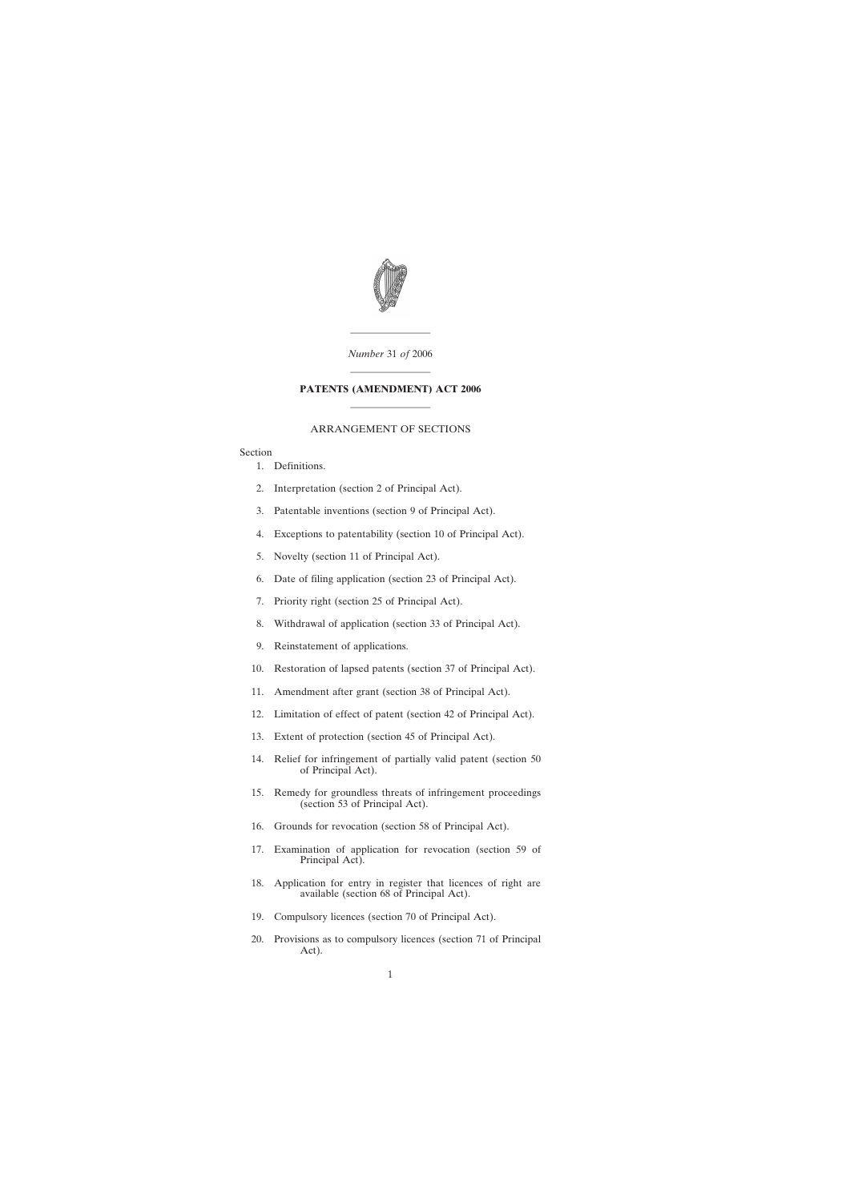*Number* 31 *of* 2006

# PATENTS (AMENDMENT) ACT 2006

ARRANGEMENT OF SECTIONS

Section

1. Definitions.
2. Interpretation (section 2 of Principal Act).
3. Patentable inventions (section 9 of Principal Act).
4. Exceptions to patentability (section 10 of Principal Act).
5. Novelty (section 11 of Principal Act).
6. Date of filing application (section 23 of Principal Act).
7. Priority right (section 25 of Principal Act).
8. Withdrawal of application (section 33 of Principal Act).
9. Reinstatement of applications.
10. Restoration of lapsed patents (section 37 of Principal Act).
11. Amendment after grant (section 38 of Principal Act).
12. Limitation of effect of patent (section 42 of Principal Act).
13. Extent of protection (section 45 of Principal Act).
14. Relief for infringement of partially valid patent (section 50 of Principal Act).
15. Remedy for groundless threats of infringement proceedings (section 53 of Principal Act).
16. Grounds for revocation (section 58 of Principal Act).
17. Examination of application for revocation (section 59 of Principal Act).
18. Application for entry in register that licences of right are available (section 68 of Principal Act).
19. Compulsory licences (section 70 of Principal Act).
20. Provisions as to compulsory licences (section 71 of Principal Act).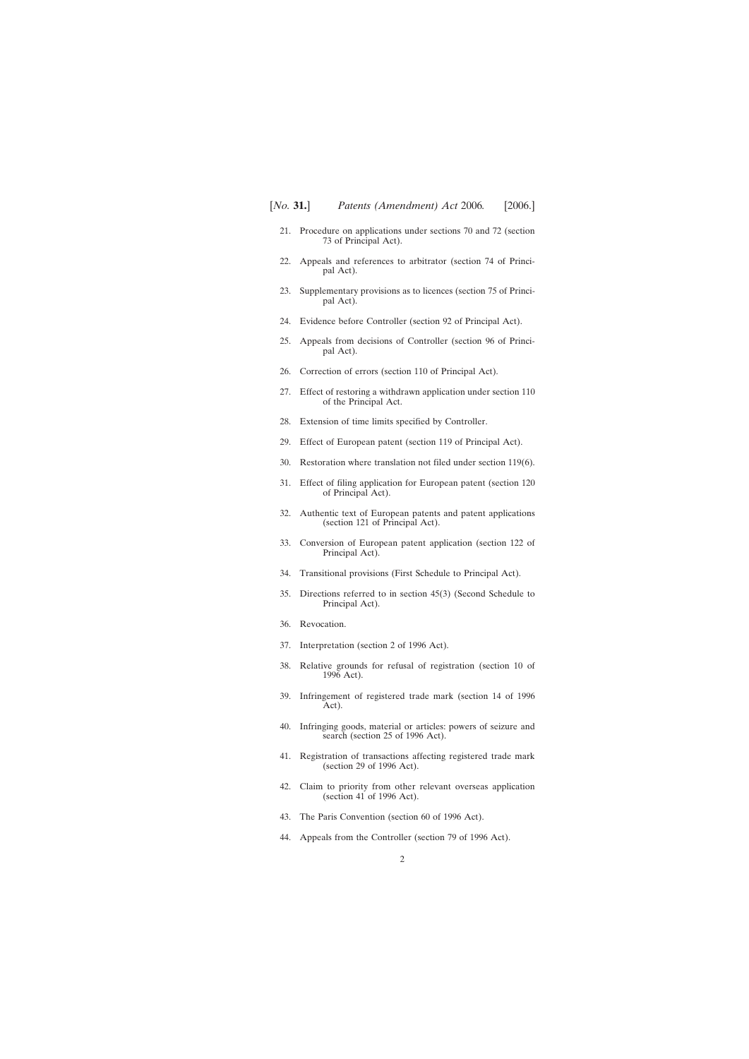21. Procedure on applications under sections 70 and 72 (section 73 of Principal Act).

22. Appeals and references to arbitrator (section 74 of Principal Act).

23. Supplementary provisions as to licences (section 75 of Principal Act).

24. Evidence before Controller (section 92 of Principal Act).

25. Appeals from decisions of Controller (section 96 of Principal Act).

26. Correction of errors (section 110 of Principal Act).

27. Effect of restoring a withdrawn application under section 110 of the Principal Act.

28. Extension of time limits specified by Controller.

29. Effect of European patent (section 119 of Principal Act).

30. Restoration where translation not filed under section 119(6).

31. Effect of filing application for European patent (section 120 of Principal Act).

32. Authentic text of European patents and patent applications (section 121 of Principal Act).

33. Conversion of European patent application (section 122 of Principal Act).

34. Transitional provisions (First Schedule to Principal Act).

35. Directions referred to in section 45(3) (Second Schedule to Principal Act).

36. Revocation.

37. Interpretation (section 2 of 1996 Act).

38. Relative grounds for refusal of registration (section 10 of 1996 Act).

39. Infringement of registered trade mark (section 14 of 1996 Act).

40. Infringing goods, material or articles: powers of seizure and search (section 25 of 1996 Act).

41. Registration of transactions affecting registered trade mark (section 29 of 1996 Act).

42. Claim to priority from other relevant overseas application (section 41 of 1996 Act).

43. The Paris Convention (section 60 of 1996 Act).

44. Appeals from the Controller (section 79 of 1996 Act).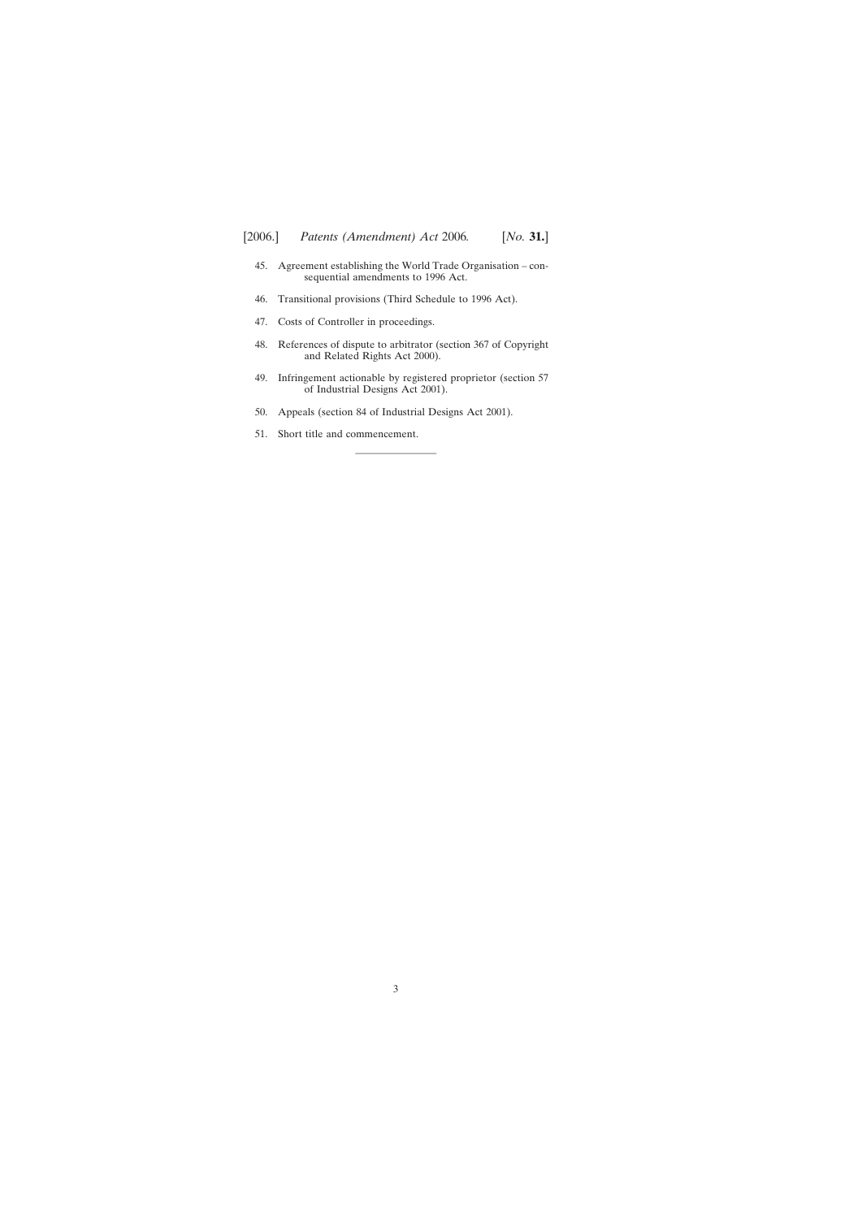45. Agreement establishing the World Trade Organisation – consequential amendments to 1996 Act.

46. Transitional provisions (Third Schedule to 1996 Act).

47. Costs of Controller in proceedings.

48. References of dispute to arbitrator (section 367 of Copyright and Related Rights Act 2000).

49. Infringement actionable by registered proprietor (section 57 of Industrial Designs Act 2001).

50. Appeals (section 84 of Industrial Designs Act 2001).

51. Short title and commencement.

---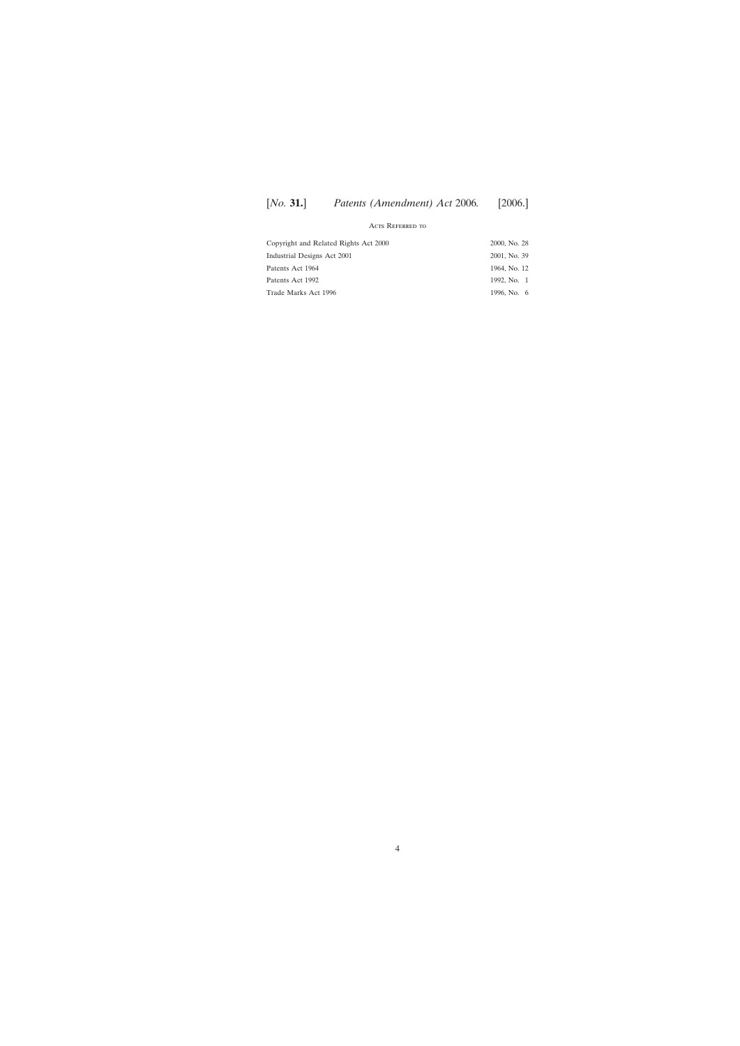## Acts Referred to

| | |
|---|---|
| Copyright and Related Rights Act 2000 | 2000, No. 28 |
| Industrial Designs Act 2001 | 2001, No. 39 |
| Patents Act 1964 | 1964, No. 12 |
| Patents Act 1992 | 1992, No. 1 |
| Trade Marks Act 1996 | 1996, No. 6 |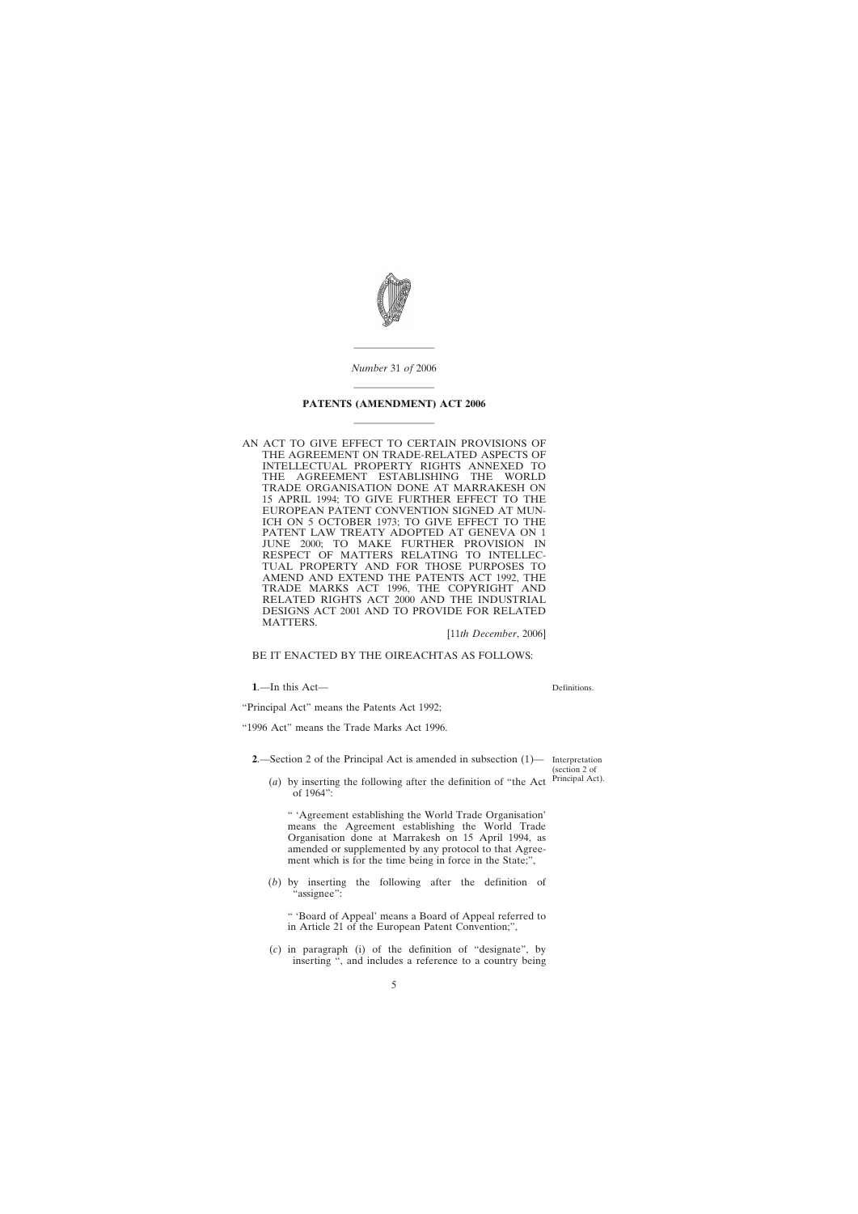*Number* 31 *of* 2006

---

# PATENTS (AMENDMENT) ACT 2006

---

AN ACT TO GIVE EFFECT TO CERTAIN PROVISIONS OF THE AGREEMENT ON TRADE-RELATED ASPECTS OF INTELLECTUAL PROPERTY RIGHTS ANNEXED TO THE AGREEMENT ESTABLISHING THE WORLD TRADE ORGANISATION DONE AT MARRAKESH ON 15 APRIL 1994; TO GIVE FURTHER EFFECT TO THE EUROPEAN PATENT CONVENTION SIGNED AT MUNICH ON 5 OCTOBER 1973; TO GIVE EFFECT TO THE PATENT LAW TREATY ADOPTED AT GENEVA ON 1 JUNE 2000; TO MAKE FURTHER PROVISION IN RESPECT OF MATTERS RELATING TO INTELLECTUAL PROPERTY AND FOR THOSE PURPOSES TO AMEND AND EXTEND THE PATENTS ACT 1992, THE TRADE MARKS ACT 1996, THE COPYRIGHT AND RELATED RIGHTS ACT 2000 AND THE INDUSTRIAL DESIGNS ACT 2001 AND TO PROVIDE FOR RELATED MATTERS.

[11*th December*, 2006]

BE IT ENACTED BY THE OIREACHTAS AS FOLLOWS:

Definitions.

**1**.—In this Act—

"Principal Act" means the Patents Act 1992;

"1996 Act" means the Trade Marks Act 1996.

Interpretation (section 2 of Principal Act).

**2**.—Section 2 of the Principal Act is amended in subsection (1)—

(*a*) by inserting the following after the definition of "the Act of 1964":

" 'Agreement establishing the World Trade Organisation' means the Agreement establishing the World Trade Organisation done at Marrakesh on 15 April 1994, as amended or supplemented by any protocol to that Agreement which is for the time being in force in the State;",

(*b*) by inserting the following after the definition of "assignee":

" 'Board of Appeal' means a Board of Appeal referred to in Article 21 of the European Patent Convention;",

(*c*) in paragraph (i) of the definition of "designate", by inserting ", and includes a reference to a country being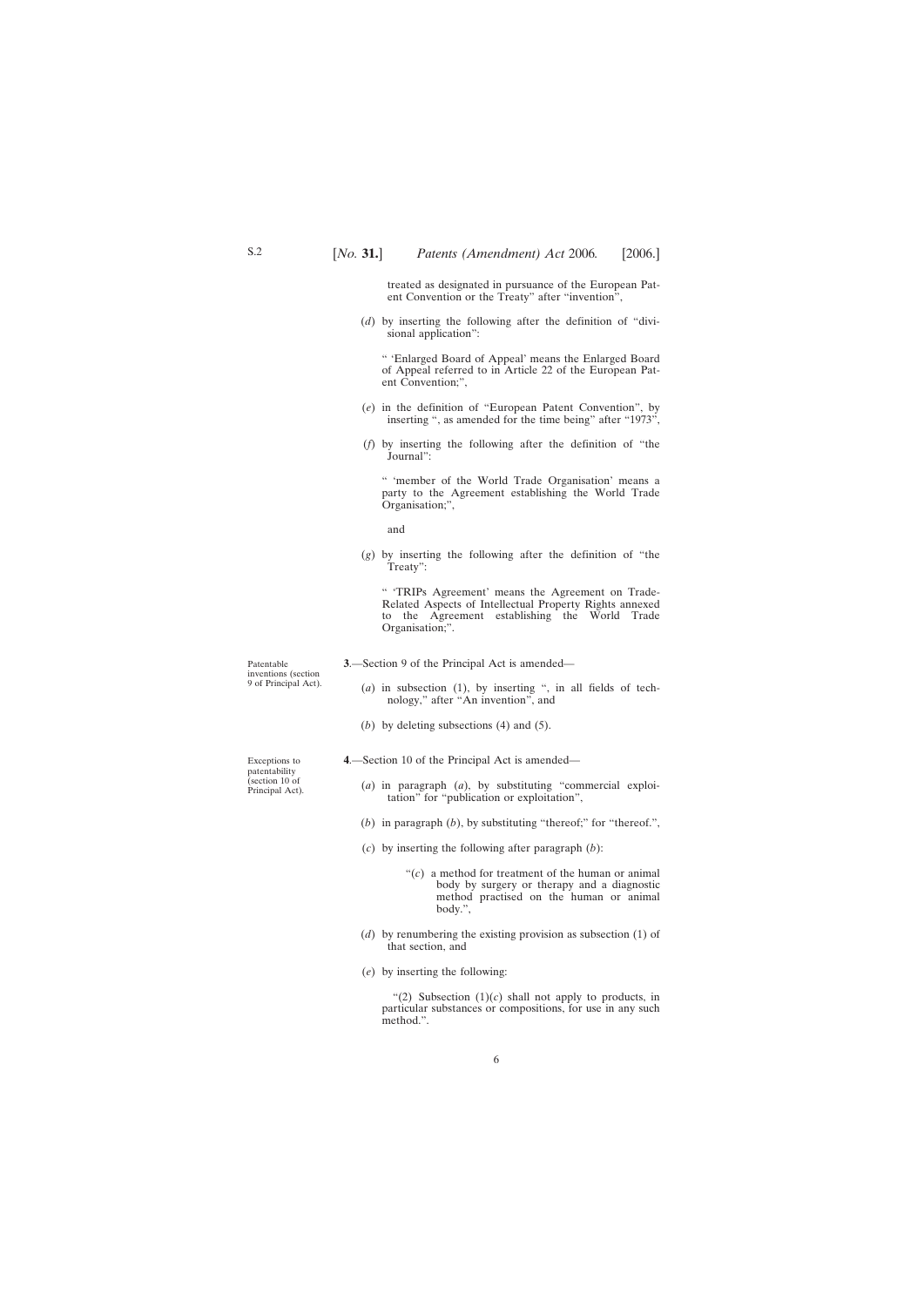treated as designated in pursuance of the European Patent Convention or the Treaty" after "invention",

(*d*) by inserting the following after the definition of "divisional application":

" 'Enlarged Board of Appeal' means the Enlarged Board of Appeal referred to in Article 22 of the European Patent Convention;",

(*e*) in the definition of "European Patent Convention", by inserting ", as amended for the time being" after "1973",

(*f*) by inserting the following after the definition of "the Journal":

" 'member of the World Trade Organisation' means a party to the Agreement establishing the World Trade Organisation;",

and

(*g*) by inserting the following after the definition of "the Treaty":

" 'TRIPs Agreement' means the Agreement on Trade-Related Aspects of Intellectual Property Rights annexed to the Agreement establishing the World Trade Organisation;".

Patentable inventions (section 9 of Principal Act).

**3**.—Section 9 of the Principal Act is amended—

(*a*) in subsection (1), by inserting ", in all fields of technology," after "An invention", and

(*b*) by deleting subsections (4) and (5).

Exceptions to patentability (section 10 of Principal Act).

**4**.—Section 10 of the Principal Act is amended—

(*a*) in paragraph (*a*), by substituting "commercial exploitation" for "publication or exploitation",

(*b*) in paragraph (*b*), by substituting "thereof;" for "thereof.",

(*c*) by inserting the following after paragraph (*b*):

"(*c*) a method for treatment of the human or animal body by surgery or therapy and a diagnostic method practised on the human or animal body.",

(*d*) by renumbering the existing provision as subsection (1) of that section, and

(*e*) by inserting the following:

"(2) Subsection (1)(*c*) shall not apply to products, in particular substances or compositions, for use in any such method.".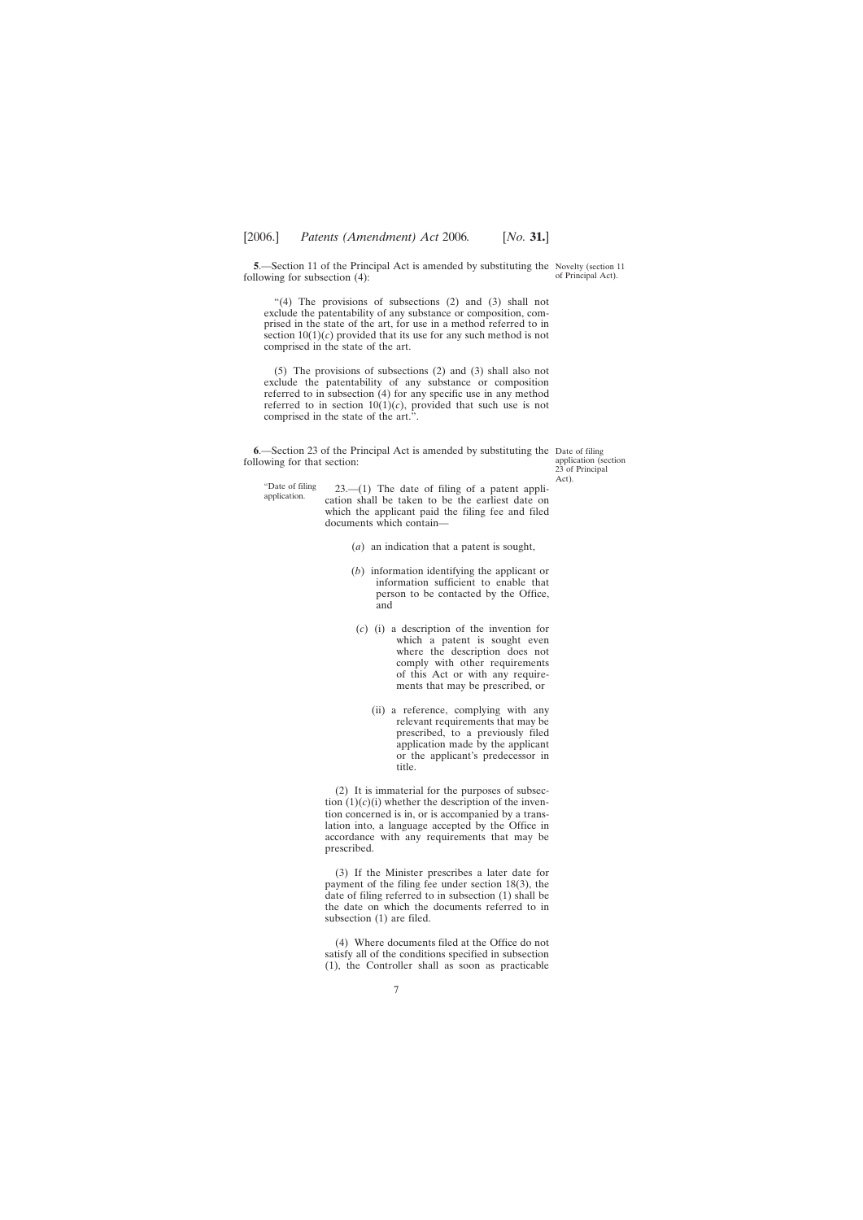**5**.—Section 11 of the Principal Act is amended by substituting the following for subsection (4):

Novelty (section 11 of Principal Act).

"(4) The provisions of subsections (2) and (3) shall not exclude the patentability of any substance or composition, comprised in the state of the art, for use in a method referred to in section 10(1)(*c*) provided that its use for any such method is not comprised in the state of the art.

(5) The provisions of subsections (2) and (3) shall also not exclude the patentability of any substance or composition referred to in subsection (4) for any specific use in any method referred to in section 10(1)(*c*), provided that such use is not comprised in the state of the art.".

**6**.—Section 23 of the Principal Act is amended by substituting the following for that section:

Date of filing application (section 23 of Principal Act).

"Date of filing application.

23.—(1) The date of filing of a patent application shall be taken to be the earliest date on which the applicant paid the filing fee and filed documents which contain—

(*a*) an indication that a patent is sought,

(*b*) information identifying the applicant or information sufficient to enable that person to be contacted by the Office, and

(*c*) (i) a description of the invention for which a patent is sought even where the description does not comply with other requirements of this Act or with any requirements that may be prescribed, or

(ii) a reference, complying with any relevant requirements that may be prescribed, to a previously filed application made by the applicant or the applicant's predecessor in title.

(2) It is immaterial for the purposes of subsection (1)(*c*)(i) whether the description of the invention concerned is in, or is accompanied by a translation into, a language accepted by the Office in accordance with any requirements that may be prescribed.

(3) If the Minister prescribes a later date for payment of the filing fee under section 18(3), the date of filing referred to in subsection (1) shall be the date on which the documents referred to in subsection (1) are filed.

(4) Where documents filed at the Office do not satisfy all of the conditions specified in subsection (1), the Controller shall as soon as practicable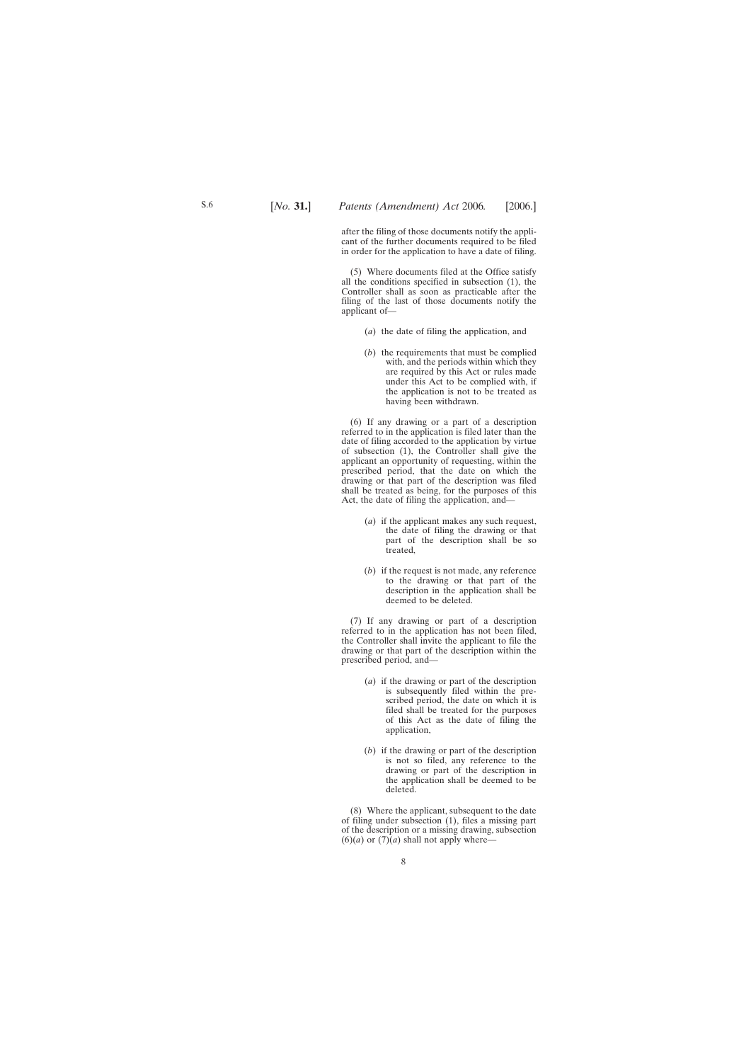after the filing of those documents notify the applicant of the further documents required to be filed in order for the application to have a date of filing.

(5) Where documents filed at the Office satisfy all the conditions specified in subsection (1), the Controller shall as soon as practicable after the filing of the last of those documents notify the applicant of—

(*a*) the date of filing the application, and

(*b*) the requirements that must be complied with, and the periods within which they are required by this Act or rules made under this Act to be complied with, if the application is not to be treated as having been withdrawn.

(6) If any drawing or a part of a description referred to in the application is filed later than the date of filing accorded to the application by virtue of subsection (1), the Controller shall give the applicant an opportunity of requesting, within the prescribed period, that the date on which the drawing or that part of the description was filed shall be treated as being, for the purposes of this Act, the date of filing the application, and—

(*a*) if the applicant makes any such request, the date of filing the drawing or that part of the description shall be so treated,

(*b*) if the request is not made, any reference to the drawing or that part of the description in the application shall be deemed to be deleted.

(7) If any drawing or part of a description referred to in the application has not been filed, the Controller shall invite the applicant to file the drawing or that part of the description within the prescribed period, and—

(*a*) if the drawing or part of the description is subsequently filed within the prescribed period, the date on which it is filed shall be treated for the purposes of this Act as the date of filing the application,

(*b*) if the drawing or part of the description is not so filed, any reference to the drawing or part of the description in the application shall be deemed to be deleted.

(8) Where the applicant, subsequent to the date of filing under subsection (1), files a missing part of the description or a missing drawing, subsection (6)(*a*) or (7)(*a*) shall not apply where—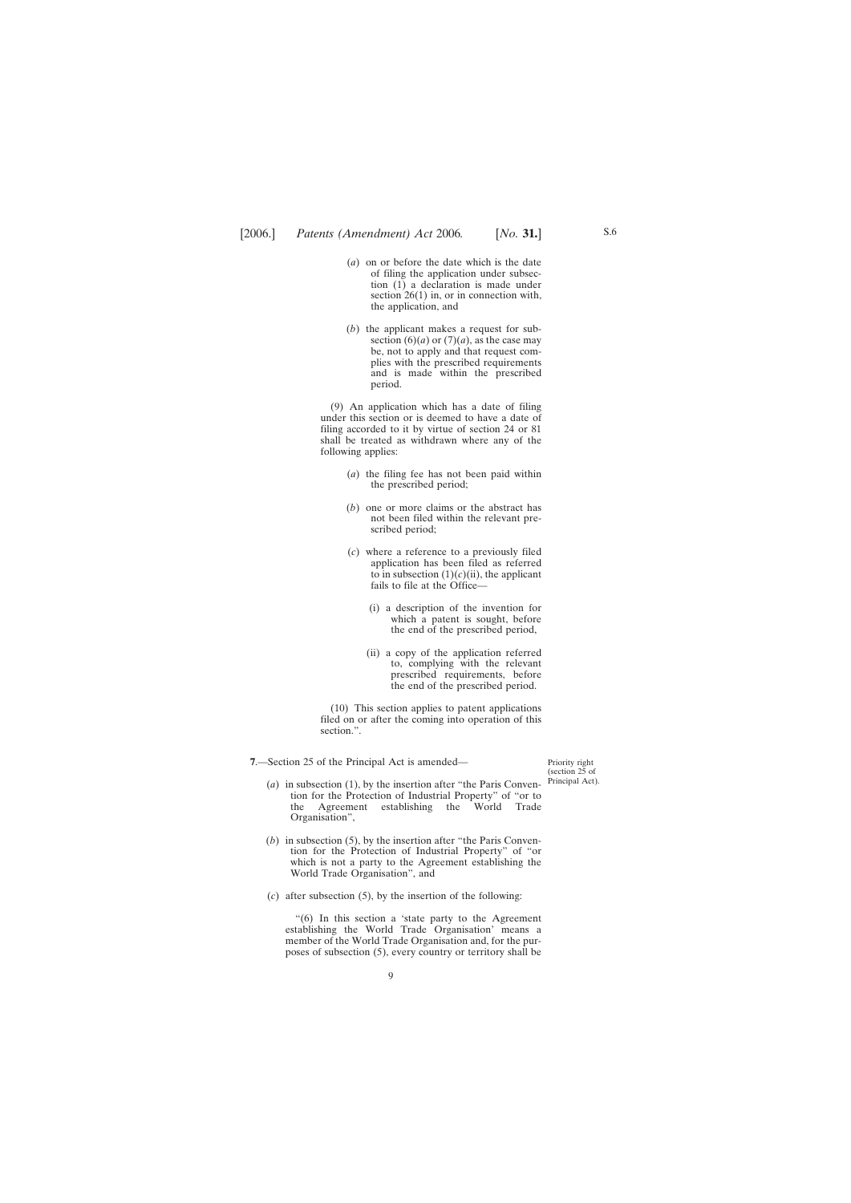(*a*) on or before the date which is the date of filing the application under subsection (1) a declaration is made under section 26(1) in, or in connection with, the application, and

(*b*) the applicant makes a request for subsection (6)(*a*) or (7)(*a*), as the case may be, not to apply and that request complies with the prescribed requirements and is made within the prescribed period.

(9) An application which has a date of filing under this section or is deemed to have a date of filing accorded to it by virtue of section 24 or 81 shall be treated as withdrawn where any of the following applies:

(*a*) the filing fee has not been paid within the prescribed period;

(*b*) one or more claims or the abstract has not been filed within the relevant prescribed period;

(*c*) where a reference to a previously filed application has been filed as referred to in subsection (1)(*c*)(ii), the applicant fails to file at the Office—

(i) a description of the invention for which a patent is sought, before the end of the prescribed period,

(ii) a copy of the application referred to, complying with the relevant prescribed requirements, before the end of the prescribed period.

(10) This section applies to patent applications filed on or after the coming into operation of this section.".

Priority right (section 25 of Principal Act).

**7**.—Section 25 of the Principal Act is amended—

(*a*) in subsection (1), by the insertion after "the Paris Convention for the Protection of Industrial Property" of "or to the Agreement establishing the World Trade Organisation",

(*b*) in subsection (5), by the insertion after "the Paris Convention for the Protection of Industrial Property" of "or which is not a party to the Agreement establishing the World Trade Organisation", and

(*c*) after subsection (5), by the insertion of the following:

"(6) In this section a 'state party to the Agreement establishing the World Trade Organisation' means a member of the World Trade Organisation and, for the purposes of subsection (5), every country or territory shall be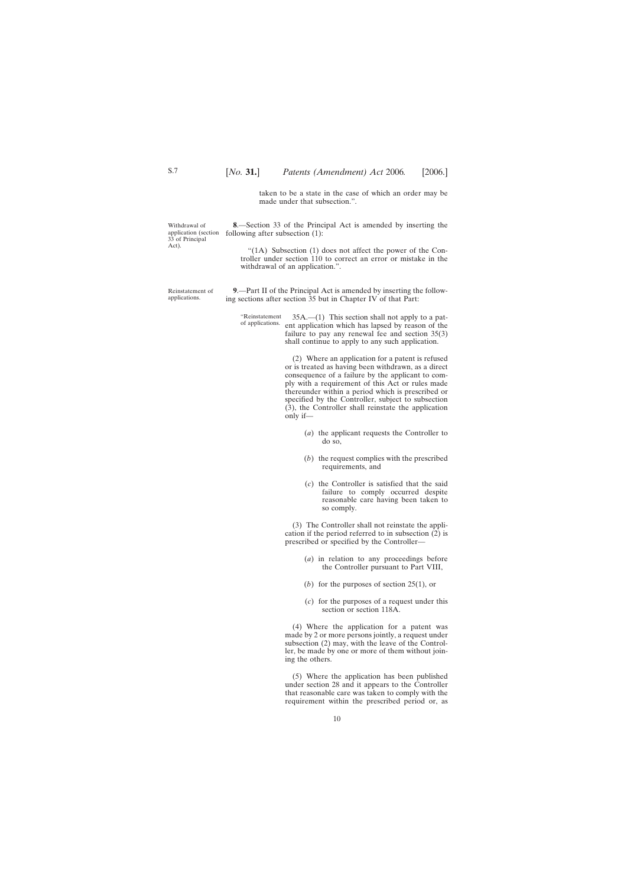taken to be a state in the case of which an order may be made under that subsection.".

Withdrawal of application (section 33 of Principal Act).

**8**.—Section 33 of the Principal Act is amended by inserting the following after subsection (1):

"(1A) Subsection (1) does not affect the power of the Controller under section 110 to correct an error or mistake in the withdrawal of an application.".

Reinstatement of applications.

**9**.—Part II of the Principal Act is amended by inserting the following sections after section 35 but in Chapter IV of that Part:

"Reinstatement of applications.

35A.—(1) This section shall not apply to a patent application which has lapsed by reason of the failure to pay any renewal fee and section 35(3) shall continue to apply to any such application.

(2) Where an application for a patent is refused or is treated as having been withdrawn, as a direct consequence of a failure by the applicant to comply with a requirement of this Act or rules made thereunder within a period which is prescribed or specified by the Controller, subject to subsection (3), the Controller shall reinstate the application only if—

(*a*) the applicant requests the Controller to do so,

(*b*) the request complies with the prescribed requirements, and

(*c*) the Controller is satisfied that the said failure to comply occurred despite reasonable care having been taken to so comply.

(3) The Controller shall not reinstate the application if the period referred to in subsection (2) is prescribed or specified by the Controller—

(*a*) in relation to any proceedings before the Controller pursuant to Part VIII,

(*b*) for the purposes of section 25(1), or

(*c*) for the purposes of a request under this section or section 118A.

(4) Where the application for a patent was made by 2 or more persons jointly, a request under subsection (2) may, with the leave of the Controller, be made by one or more of them without joining the others.

(5) Where the application has been published under section 28 and it appears to the Controller that reasonable care was taken to comply with the requirement within the prescribed period or, as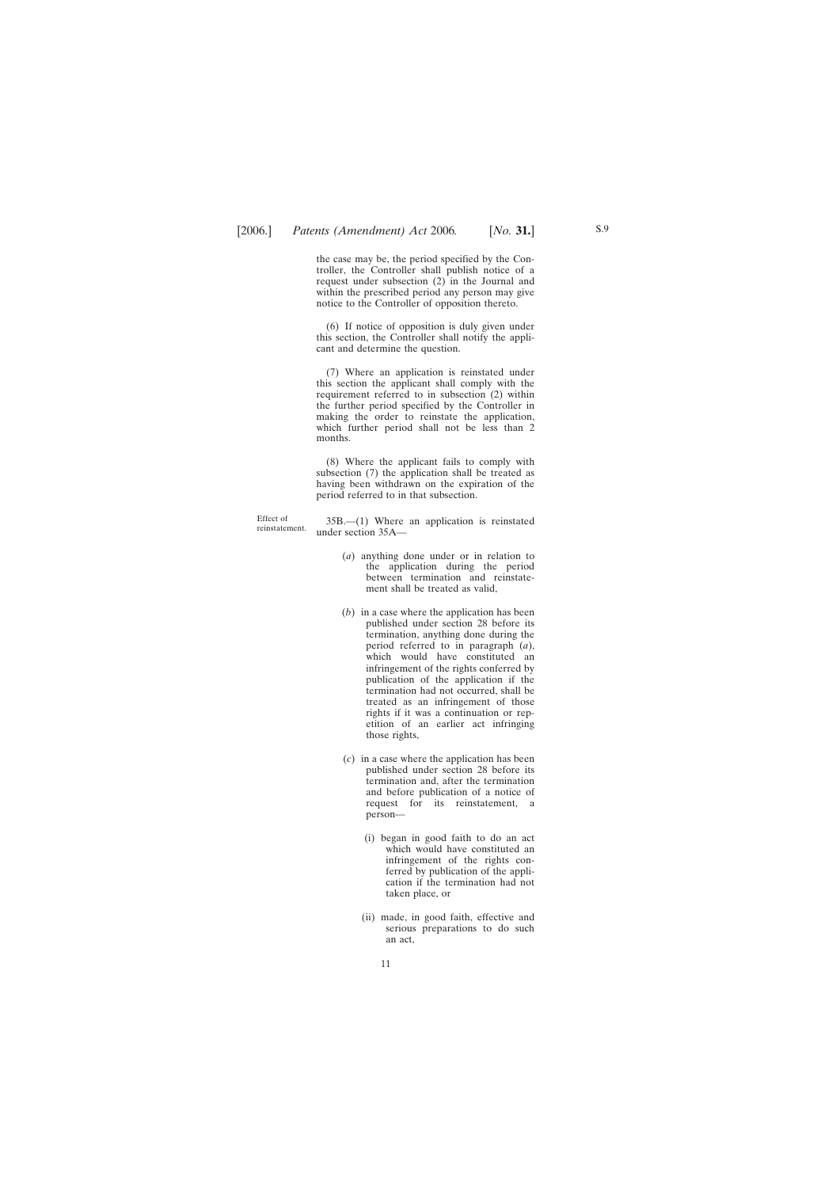the case may be, the period specified by the Controller, the Controller shall publish notice of a request under subsection (2) in the Journal and within the prescribed period any person may give notice to the Controller of opposition thereto.

(6) If notice of opposition is duly given under this section, the Controller shall notify the applicant and determine the question.

(7) Where an application is reinstated under this section the applicant shall comply with the requirement referred to in subsection (2) within the further period specified by the Controller in making the order to reinstate the application, which further period shall not be less than 2 months.

(8) Where the applicant fails to comply with subsection (7) the application shall be treated as having been withdrawn on the expiration of the period referred to in that subsection.

Effect of reinstatement.

35B.—(1) Where an application is reinstated under section 35A—

(*a*) anything done under or in relation to the application during the period between termination and reinstatement shall be treated as valid,

(*b*) in a case where the application has been published under section 28 before its termination, anything done during the period referred to in paragraph (*a*), which would have constituted an infringement of the rights conferred by publication of the application if the termination had not occurred, shall be treated as an infringement of those rights if it was a continuation or repetition of an earlier act infringing those rights,

(*c*) in a case where the application has been published under section 28 before its termination and, after the termination and before publication of a notice of request for its reinstatement, a person—

(i) began in good faith to do an act which would have constituted an infringement of the rights conferred by publication of the application if the termination had not taken place, or

(ii) made, in good faith, effective and serious preparations to do such an act,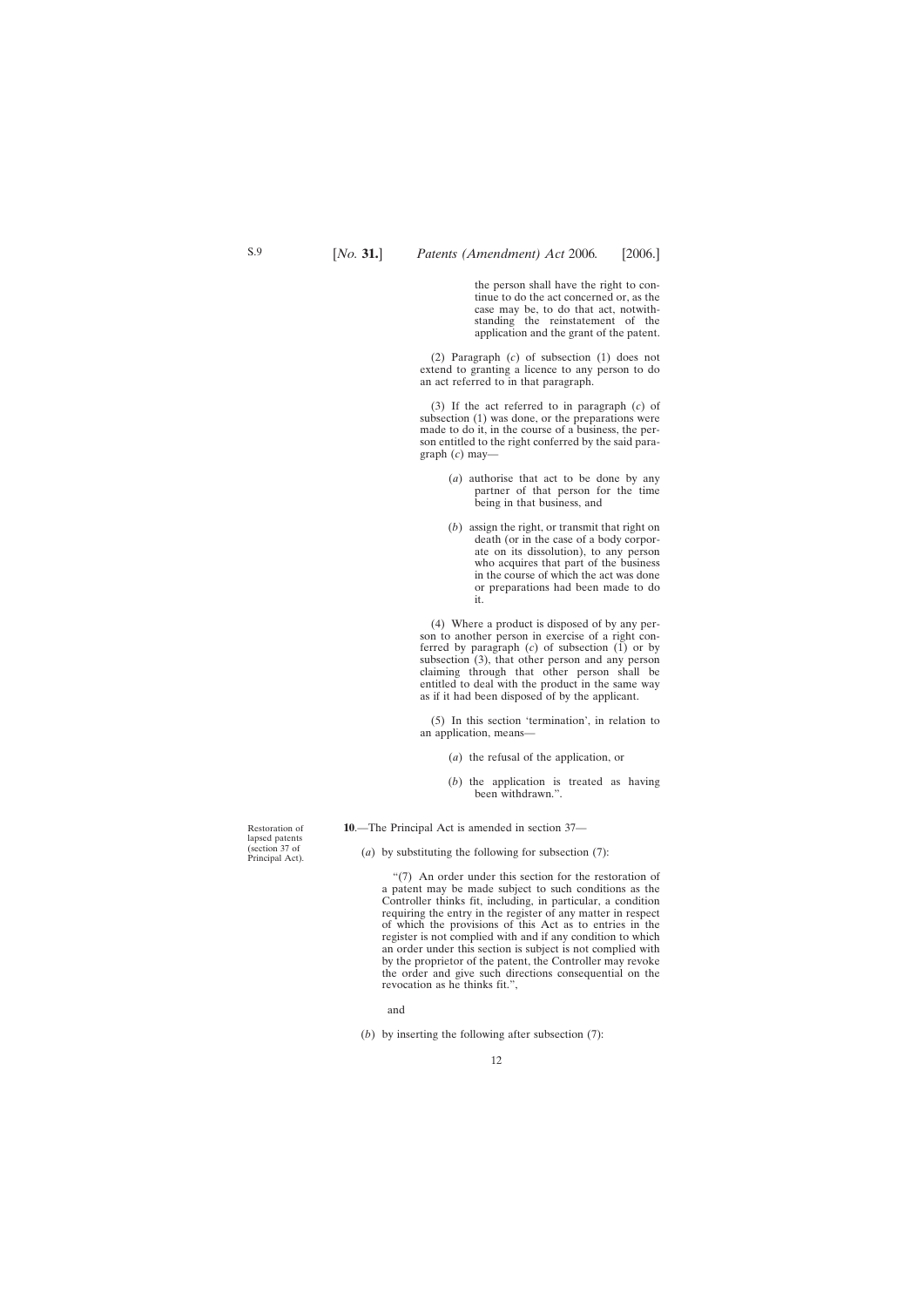the person shall have the right to continue to do the act concerned or, as the case may be, to do that act, notwithstanding the reinstatement of the application and the grant of the patent.

(2) Paragraph (*c*) of subsection (1) does not extend to granting a licence to any person to do an act referred to in that paragraph.

(3) If the act referred to in paragraph (*c*) of subsection (1) was done, or the preparations were made to do it, in the course of a business, the person entitled to the right conferred by the said paragraph (*c*) may—

(*a*) authorise that act to be done by any partner of that person for the time being in that business, and

(*b*) assign the right, or transmit that right on death (or in the case of a body corporate on its dissolution), to any person who acquires that part of the business in the course of which the act was done or preparations had been made to do it.

(4) Where a product is disposed of by any person to another person in exercise of a right conferred by paragraph (*c*) of subsection (1) or by subsection (3), that other person and any person claiming through that other person shall be entitled to deal with the product in the same way as if it had been disposed of by the applicant.

(5) In this section 'termination', in relation to an application, means—

(*a*) the refusal of the application, or

(*b*) the application is treated as having been withdrawn.".

Restoration of lapsed patents (section 37 of Principal Act).

**10**.—The Principal Act is amended in section 37—

(*a*) by substituting the following for subsection (7):

"(7) An order under this section for the restoration of a patent may be made subject to such conditions as the Controller thinks fit, including, in particular, a condition requiring the entry in the register of any matter in respect of which the provisions of this Act as to entries in the register is not complied with and if any condition to which an order under this section is subject is not complied with by the proprietor of the patent, the Controller may revoke the order and give such directions consequential on the revocation as he thinks fit.",

and

(*b*) by inserting the following after subsection (7):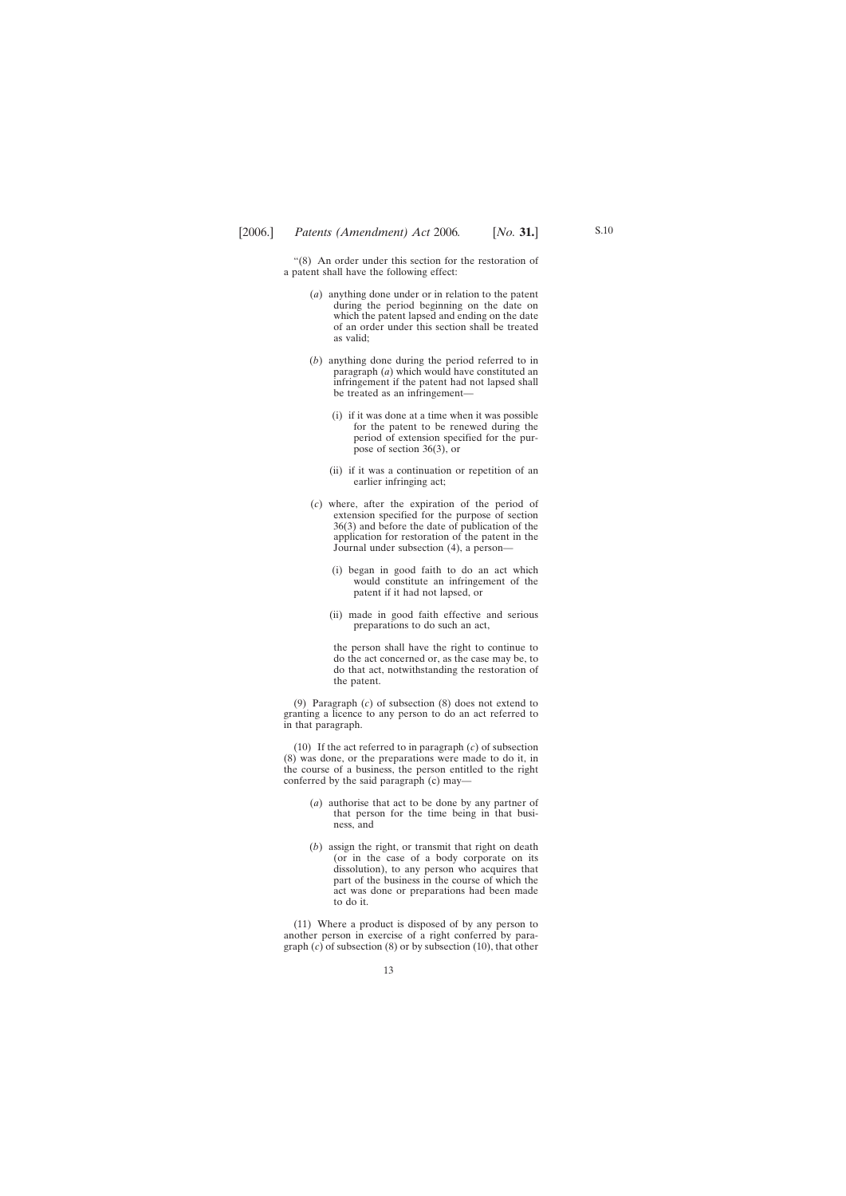"(8) An order under this section for the restoration of a patent shall have the following effect:

(*a*) anything done under or in relation to the patent during the period beginning on the date on which the patent lapsed and ending on the date of an order under this section shall be treated as valid;

(*b*) anything done during the period referred to in paragraph (*a*) which would have constituted an infringement if the patent had not lapsed shall be treated as an infringement—

(i) if it was done at a time when it was possible for the patent to be renewed during the period of extension specified for the purpose of section 36(3), or

(ii) if it was a continuation or repetition of an earlier infringing act;

(*c*) where, after the expiration of the period of extension specified for the purpose of section 36(3) and before the date of publication of the application for restoration of the patent in the Journal under subsection (4), a person—

(i) began in good faith to do an act which would constitute an infringement of the patent if it had not lapsed, or

(ii) made in good faith effective and serious preparations to do such an act,

the person shall have the right to continue to do the act concerned or, as the case may be, to do that act, notwithstanding the restoration of the patent.

(9) Paragraph (*c*) of subsection (8) does not extend to granting a licence to any person to do an act referred to in that paragraph.

(10) If the act referred to in paragraph (*c*) of subsection (8) was done, or the preparations were made to do it, in the course of a business, the person entitled to the right conferred by the said paragraph (c) may—

(*a*) authorise that act to be done by any partner of that person for the time being in that business, and

(*b*) assign the right, or transmit that right on death (or in the case of a body corporate on its dissolution), to any person who acquires that part of the business in the course of which the act was done or preparations had been made to do it.

(11) Where a product is disposed of by any person to another person in exercise of a right conferred by paragraph (*c*) of subsection (8) or by subsection (10), that other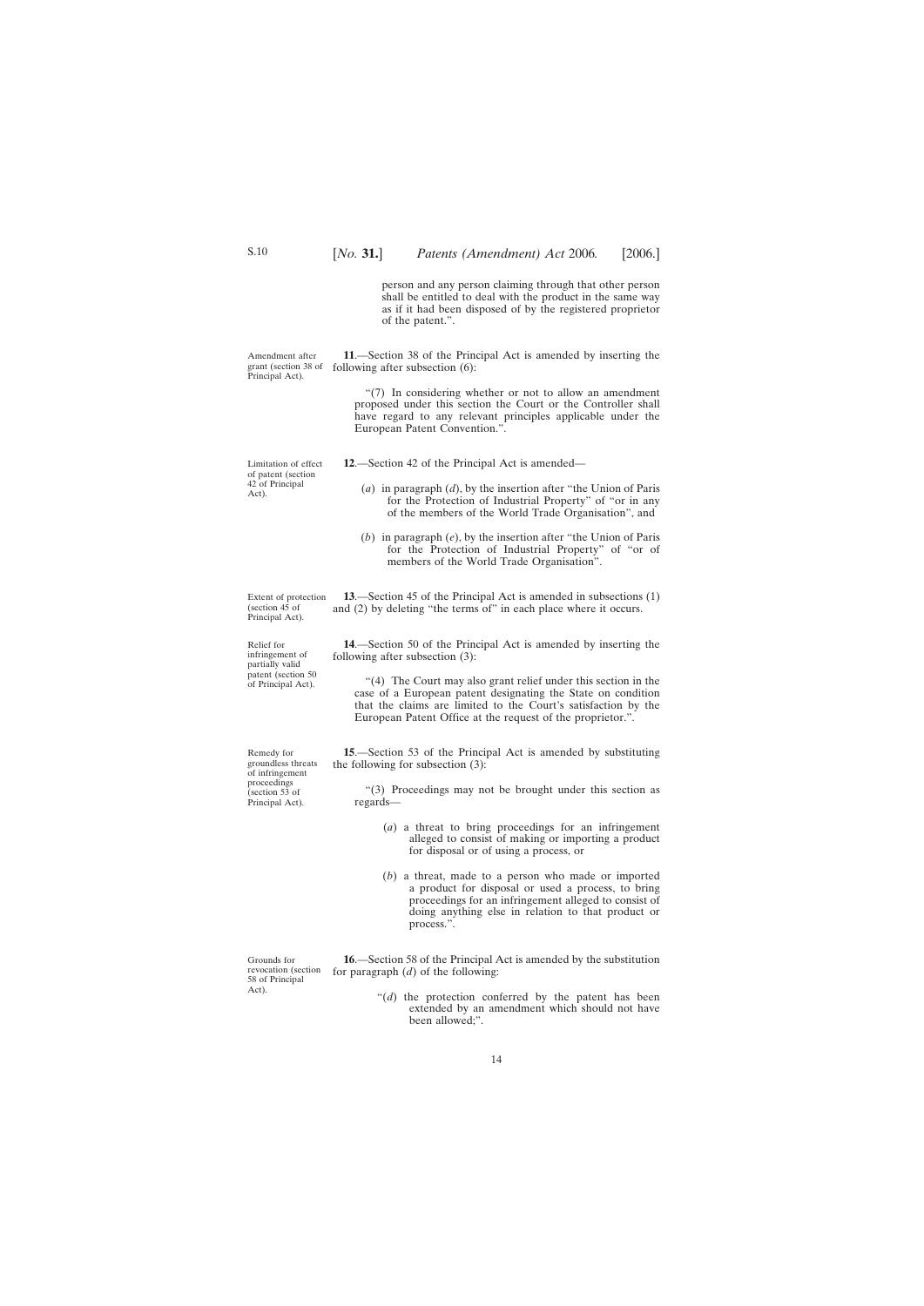person and any person claiming through that other person shall be entitled to deal with the product in the same way as if it had been disposed of by the registered proprietor of the patent.".

Amendment after grant (section 38 of Principal Act).

**11**.—Section 38 of the Principal Act is amended by inserting the following after subsection (6):

"(7) In considering whether or not to allow an amendment proposed under this section the Court or the Controller shall have regard to any relevant principles applicable under the European Patent Convention.".

Limitation of effect of patent (section 42 of Principal Act).

**12**.—Section 42 of the Principal Act is amended—

(*a*) in paragraph (*d*), by the insertion after "the Union of Paris for the Protection of Industrial Property" of "or in any of the members of the World Trade Organisation", and

(*b*) in paragraph (*e*), by the insertion after "the Union of Paris for the Protection of Industrial Property" of "or of members of the World Trade Organisation".

Extent of protection (section 45 of Principal Act).

**13**.—Section 45 of the Principal Act is amended in subsections (1) and (2) by deleting "the terms of" in each place where it occurs.

Relief for infringement of partially valid patent (section 50 of Principal Act).

**14**.—Section 50 of the Principal Act is amended by inserting the following after subsection (3):

"(4) The Court may also grant relief under this section in the case of a European patent designating the State on condition that the claims are limited to the Court's satisfaction by the European Patent Office at the request of the proprietor.".

Remedy for groundless threats of infringement proceedings (section 53 of Principal Act).

**15**.—Section 53 of the Principal Act is amended by substituting the following for subsection (3):

"(3) Proceedings may not be brought under this section as regards—

(*a*) a threat to bring proceedings for an infringement alleged to consist of making or importing a product for disposal or of using a process, or

(*b*) a threat, made to a person who made or imported a product for disposal or used a process, to bring proceedings for an infringement alleged to consist of doing anything else in relation to that product or process.".

Grounds for revocation (section 58 of Principal Act).

**16**.—Section 58 of the Principal Act is amended by the substitution for paragraph (*d*) of the following:

"(*d*) the protection conferred by the patent has been extended by an amendment which should not have been allowed;".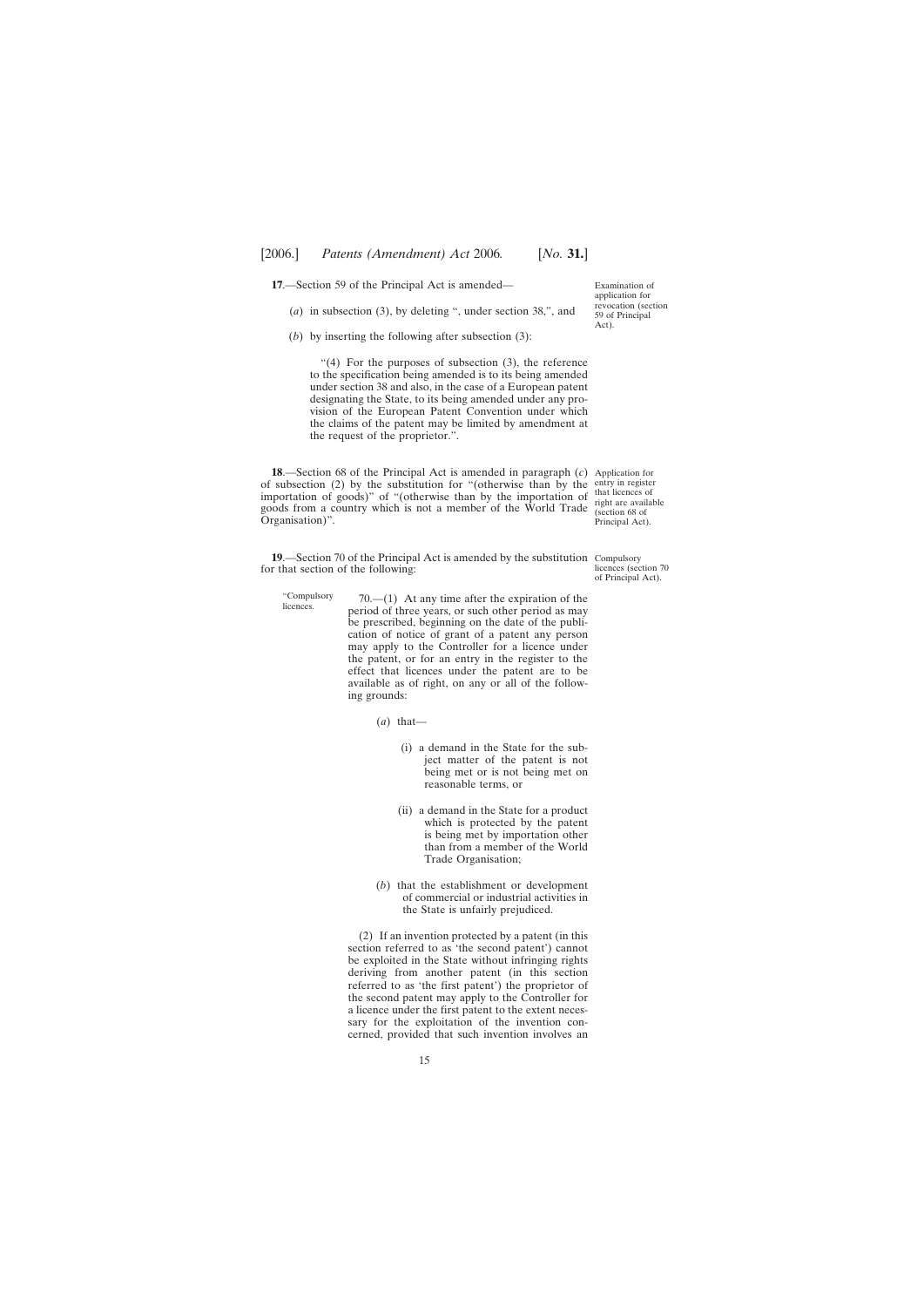**17**.—Section 59 of the Principal Act is amended—

Examination of application for revocation (section 59 of Principal Act).

(*a*) in subsection (3), by deleting ", under section 38,", and

(*b*) by inserting the following after subsection (3):

"(4) For the purposes of subsection (3), the reference to the specification being amended is to its being amended under section 38 and also, in the case of a European patent designating the State, to its being amended under any provision of the European Patent Convention under which the claims of the patent may be limited by amendment at the request of the proprietor.".

**18**.—Section 68 of the Principal Act is amended in paragraph (*c*) of subsection (2) by the substitution for "(otherwise than by the importation of goods)" of "(otherwise than by the importation of goods from a country which is not a member of the World Trade Organisation)".

Application for entry in register that licences of right are available (section 68 of Principal Act).

**19**.—Section 70 of the Principal Act is amended by the substitution for that section of the following:

Compulsory licences (section 70 of Principal Act).

"Compulsory licences.

70.—(1) At any time after the expiration of the period of three years, or such other period as may be prescribed, beginning on the date of the publication of notice of grant of a patent any person may apply to the Controller for a licence under the patent, or for an entry in the register to the effect that licences under the patent are to be available as of right, on any or all of the following grounds:

(*a*) that—

(i) a demand in the State for the subject matter of the patent is not being met or is not being met on reasonable terms, or

(ii) a demand in the State for a product which is protected by the patent is being met by importation other than from a member of the World Trade Organisation;

(*b*) that the establishment or development of commercial or industrial activities in the State is unfairly prejudiced.

(2) If an invention protected by a patent (in this section referred to as 'the second patent') cannot be exploited in the State without infringing rights deriving from another patent (in this section referred to as 'the first patent') the proprietor of the second patent may apply to the Controller for a licence under the first patent to the extent necessary for the exploitation of the invention concerned, provided that such invention involves an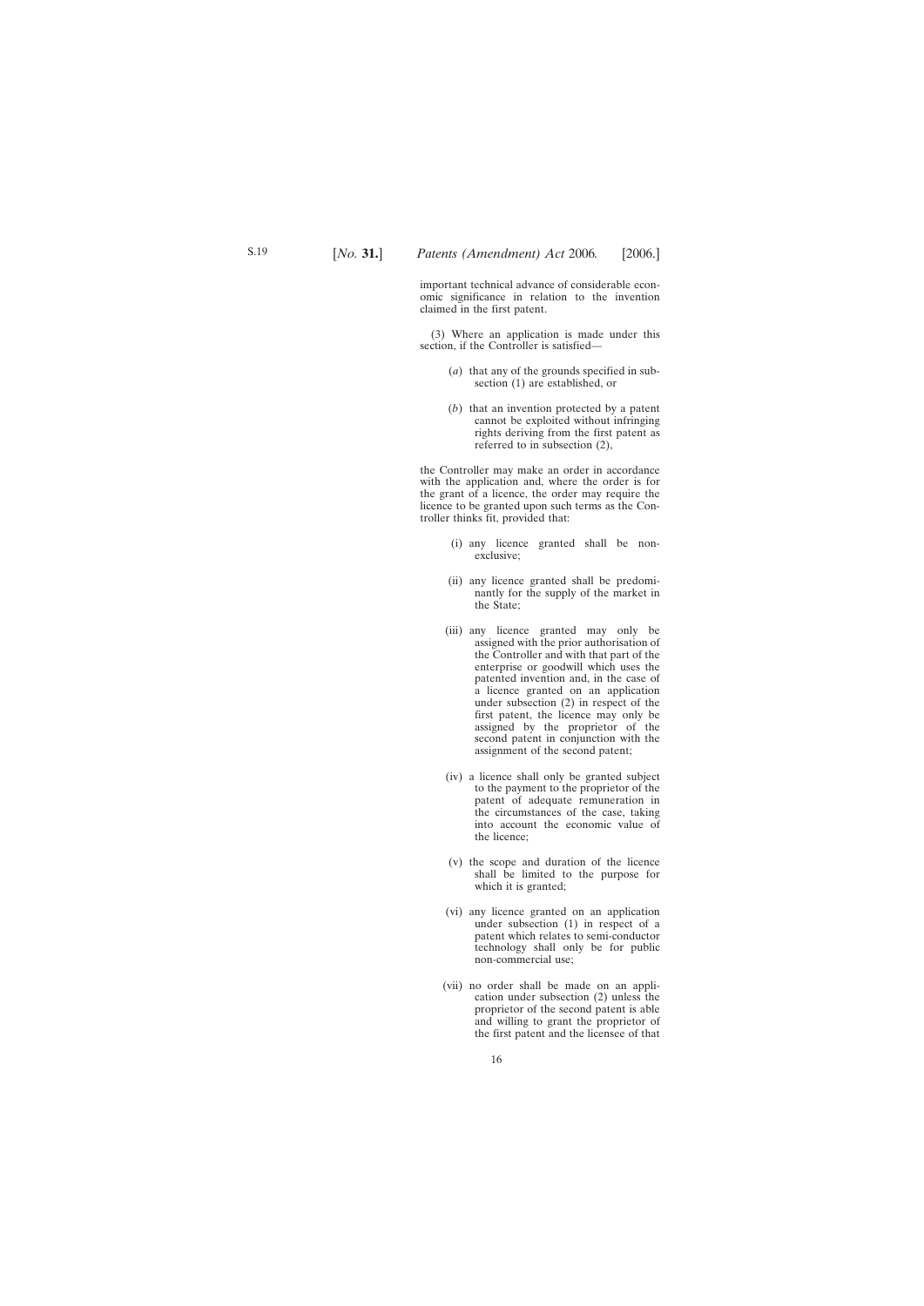important technical advance of considerable economic significance in relation to the invention claimed in the first patent.

(3) Where an application is made under this section, if the Controller is satisfied—

(*a*) that any of the grounds specified in subsection (1) are established, or

(*b*) that an invention protected by a patent cannot be exploited without infringing rights deriving from the first patent as referred to in subsection (2),

the Controller may make an order in accordance with the application and, where the order is for the grant of a licence, the order may require the licence to be granted upon such terms as the Controller thinks fit, provided that:

(i) any licence granted shall be non-exclusive;

(ii) any licence granted shall be predominantly for the supply of the market in the State;

(iii) any licence granted may only be assigned with the prior authorisation of the Controller and with that part of the enterprise or goodwill which uses the patented invention and, in the case of a licence granted on an application under subsection (2) in respect of the first patent, the licence may only be assigned by the proprietor of the second patent in conjunction with the assignment of the second patent;

(iv) a licence shall only be granted subject to the payment to the proprietor of the patent of adequate remuneration in the circumstances of the case, taking into account the economic value of the licence;

(v) the scope and duration of the licence shall be limited to the purpose for which it is granted;

(vi) any licence granted on an application under subsection (1) in respect of a patent which relates to semi-conductor technology shall only be for public non-commercial use;

(vii) no order shall be made on an application under subsection (2) unless the proprietor of the second patent is able and willing to grant the proprietor of the first patent and the licensee of that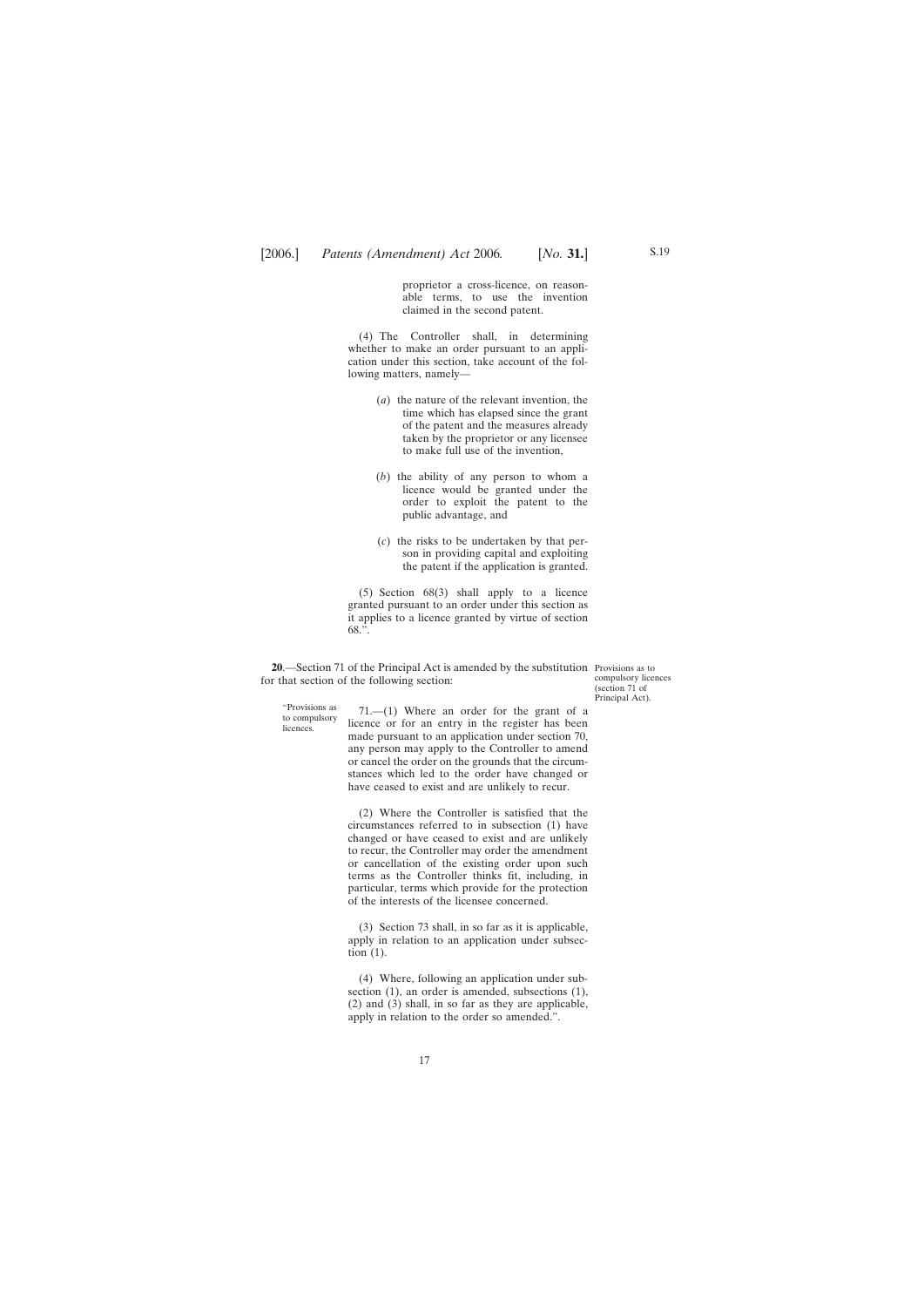proprietor a cross-licence, on reasonable terms, to use the invention claimed in the second patent.

(4) The Controller shall, in determining whether to make an order pursuant to an application under this section, take account of the following matters, namely—

(*a*) the nature of the relevant invention, the time which has elapsed since the grant of the patent and the measures already taken by the proprietor or any licensee to make full use of the invention,

(*b*) the ability of any person to whom a licence would be granted under the order to exploit the patent to the public advantage, and

(*c*) the risks to be undertaken by that person in providing capital and exploiting the patent if the application is granted.

(5) Section 68(3) shall apply to a licence granted pursuant to an order under this section as it applies to a licence granted by virtue of section 68.".

Provisions as to compulsory licences (section 71 of Principal Act).

**20**.—Section 71 of the Principal Act is amended by the substitution for that section of the following section:

"Provisions as to compulsory licences.

71.—(1) Where an order for the grant of a licence or for an entry in the register has been made pursuant to an application under section 70, any person may apply to the Controller to amend or cancel the order on the grounds that the circumstances which led to the order have changed or have ceased to exist and are unlikely to recur.

(2) Where the Controller is satisfied that the circumstances referred to in subsection (1) have changed or have ceased to exist and are unlikely to recur, the Controller may order the amendment or cancellation of the existing order upon such terms as the Controller thinks fit, including, in particular, terms which provide for the protection of the interests of the licensee concerned.

(3) Section 73 shall, in so far as it is applicable, apply in relation to an application under subsection (1).

(4) Where, following an application under subsection (1), an order is amended, subsections (1), (2) and (3) shall, in so far as they are applicable, apply in relation to the order so amended.".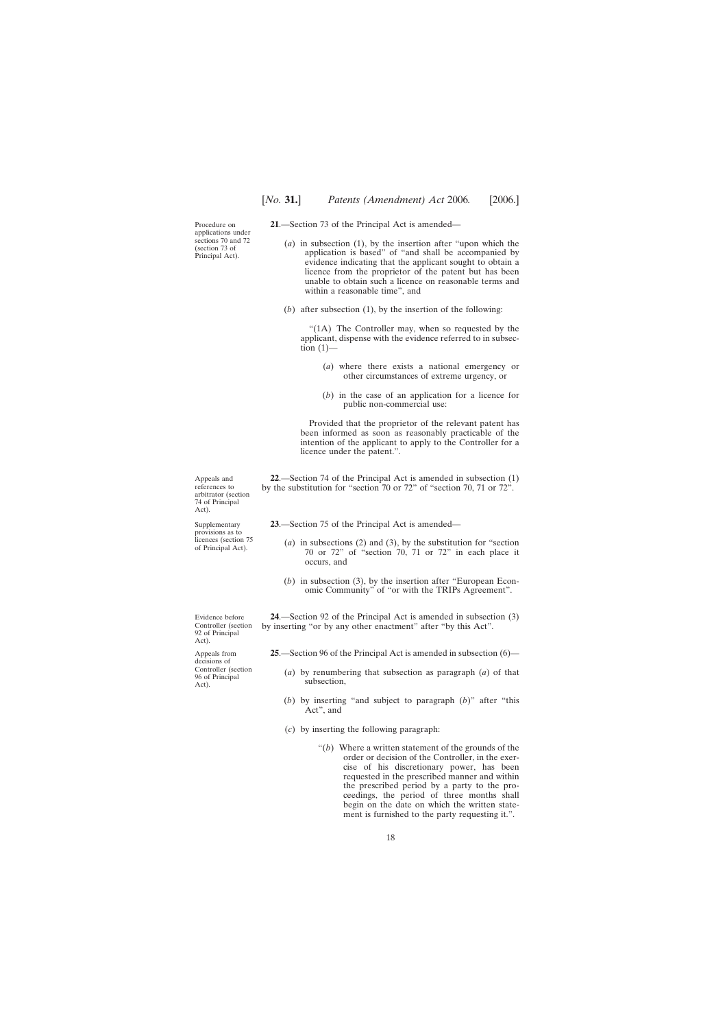Procedure on applications under sections 70 and 72 (section 73 of Principal Act).

**21**.—Section 73 of the Principal Act is amended—

(*a*) in subsection (1), by the insertion after "upon which the application is based" of "and shall be accompanied by evidence indicating that the applicant sought to obtain a licence from the proprietor of the patent but has been unable to obtain such a licence on reasonable terms and within a reasonable time", and

(*b*) after subsection (1), by the insertion of the following:

"(1A) The Controller may, when so requested by the applicant, dispense with the evidence referred to in subsection (1)—

(*a*) where there exists a national emergency or other circumstances of extreme urgency, or

(*b*) in the case of an application for a licence for public non-commercial use:

Provided that the proprietor of the relevant patent has been informed as soon as reasonably practicable of the intention of the applicant to apply to the Controller for a licence under the patent.".

Appeals and references to arbitrator (section 74 of Principal Act).

**22**.—Section 74 of the Principal Act is amended in subsection (1) by the substitution for "section 70 or 72" of "section 70, 71 or 72".

Supplementary provisions as to licences (section 75 of Principal Act).

**23**.—Section 75 of the Principal Act is amended—

(*a*) in subsections (2) and (3), by the substitution for "section 70 or 72" of "section 70, 71 or 72" in each place it occurs, and

(*b*) in subsection (3), by the insertion after "European Economic Community" of "or with the TRIPs Agreement".

Evidence before Controller (section 92 of Principal Act).

**24**.—Section 92 of the Principal Act is amended in subsection (3) by inserting "or by any other enactment" after "by this Act".

Appeals from decisions of Controller (section 96 of Principal Act).

**25**.—Section 96 of the Principal Act is amended in subsection (6)—

(*a*) by renumbering that subsection as paragraph (*a*) of that subsection,

(*b*) by inserting "and subject to paragraph (*b*)" after "this Act", and

(*c*) by inserting the following paragraph:

"(*b*) Where a written statement of the grounds of the order or decision of the Controller, in the exercise of his discretionary power, has been requested in the prescribed manner and within the prescribed period by a party to the proceedings, the period of three months shall begin on the date on which the written statement is furnished to the party requesting it.".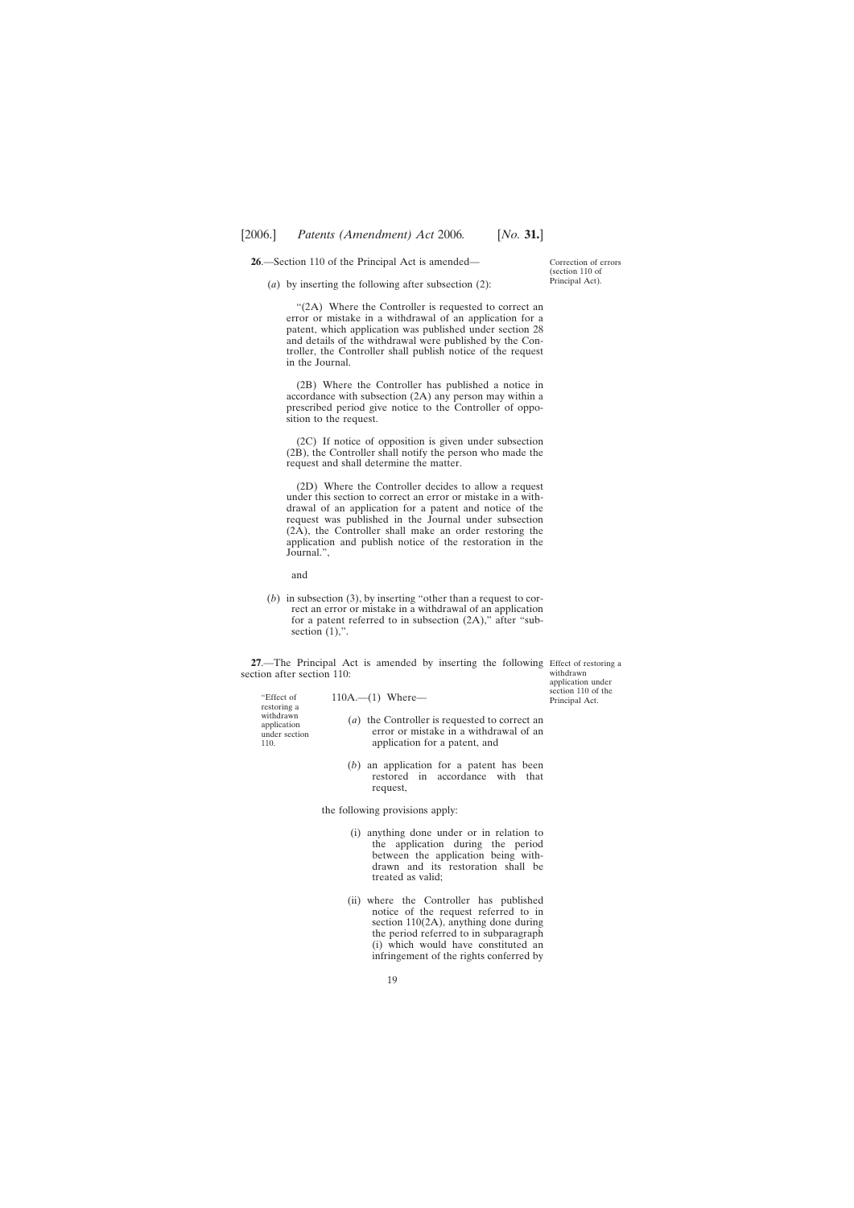**26**.—Section 110 of the Principal Act is amended—

Correction of errors (section 110 of Principal Act).

(*a*) by inserting the following after subsection (2):

"(2A) Where the Controller is requested to correct an error or mistake in a withdrawal of an application for a patent, which application was published under section 28 and details of the withdrawal were published by the Controller, the Controller shall publish notice of the request in the Journal.

(2B) Where the Controller has published a notice in accordance with subsection (2A) any person may within a prescribed period give notice to the Controller of opposition to the request.

(2C) If notice of opposition is given under subsection (2B), the Controller shall notify the person who made the request and shall determine the matter.

(2D) Where the Controller decides to allow a request under this section to correct an error or mistake in a withdrawal of an application for a patent and notice of the request was published in the Journal under subsection (2A), the Controller shall make an order restoring the application and publish notice of the restoration in the Journal.",

and

(*b*) in subsection (3), by inserting "other than a request to correct an error or mistake in a withdrawal of an application for a patent referred to in subsection (2A)," after "subsection (1),".

**27**.—The Principal Act is amended by inserting the following section after section 110:

Effect of restoring a withdrawn application under section 110 of the Principal Act.

"Effect of restoring a withdrawn application under section 110.

110A.—(1) Where—

(*a*) the Controller is requested to correct an error or mistake in a withdrawal of an application for a patent, and

(*b*) an application for a patent has been restored in accordance with that request,

the following provisions apply:

(i) anything done under or in relation to the application during the period between the application being withdrawn and its restoration shall be treated as valid;

(ii) where the Controller has published notice of the request referred to in section 110(2A), anything done during the period referred to in subparagraph (i) which would have constituted an infringement of the rights conferred by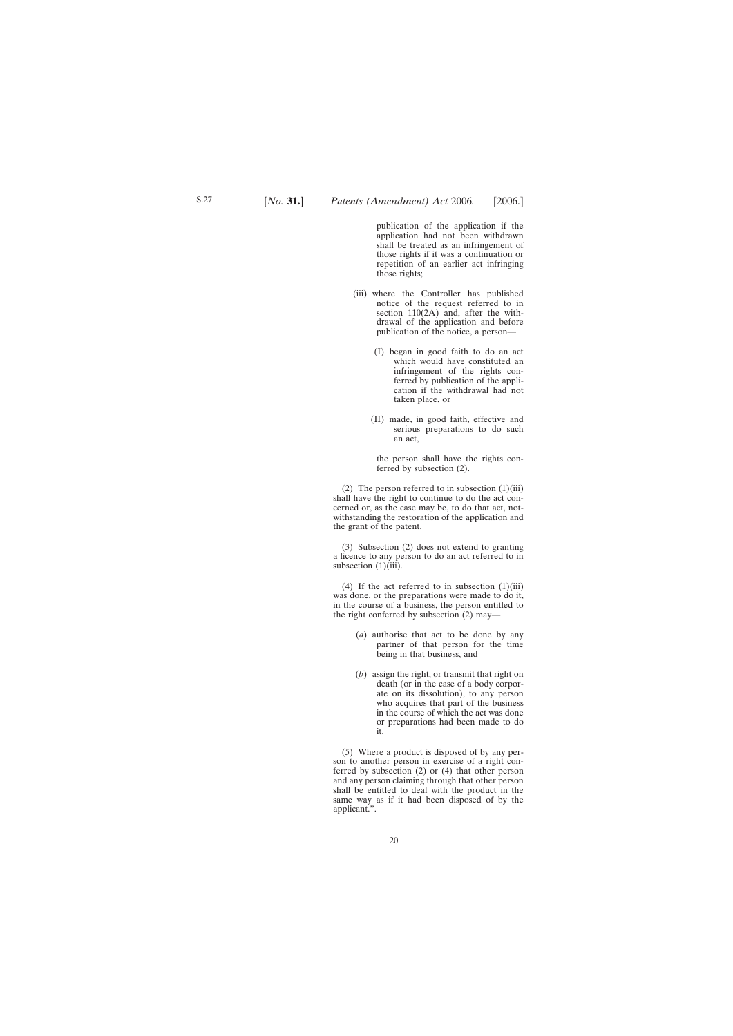publication of the application if the application had not been withdrawn shall be treated as an infringement of those rights if it was a continuation or repetition of an earlier act infringing those rights;

(iii) where the Controller has published notice of the request referred to in section 110(2A) and, after the withdrawal of the application and before publication of the notice, a person—

(I) began in good faith to do an act which would have constituted an infringement of the rights conferred by publication of the application if the withdrawal had not taken place, or

(II) made, in good faith, effective and serious preparations to do such an act,

the person shall have the rights conferred by subsection (2).

(2) The person referred to in subsection (1)(iii) shall have the right to continue to do the act concerned or, as the case may be, to do that act, notwithstanding the restoration of the application and the grant of the patent.

(3) Subsection (2) does not extend to granting a licence to any person to do an act referred to in subsection (1)(iii).

(4) If the act referred to in subsection (1)(iii) was done, or the preparations were made to do it, in the course of a business, the person entitled to the right conferred by subsection (2) may—

(*a*) authorise that act to be done by any partner of that person for the time being in that business, and

(*b*) assign the right, or transmit that right on death (or in the case of a body corporate on its dissolution), to any person who acquires that part of the business in the course of which the act was done or preparations had been made to do it.

(5) Where a product is disposed of by any person to another person in exercise of a right conferred by subsection (2) or (4) that other person and any person claiming through that other person shall be entitled to deal with the product in the same way as if it had been disposed of by the applicant.".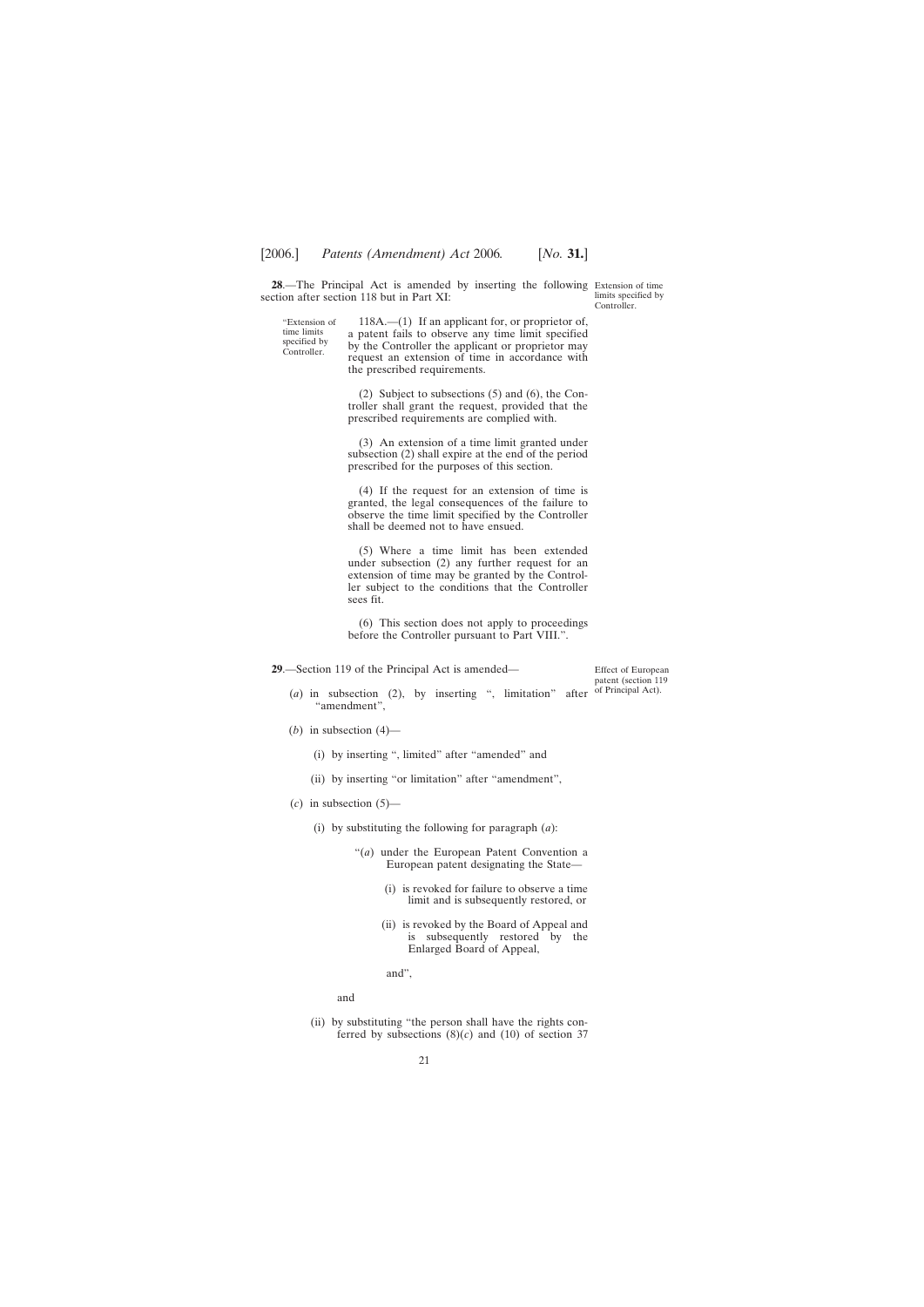**28**.—The Principal Act is amended by inserting the following section after section 118 but in Part XI:

Extension of time limits specified by Controller.

"Extension of time limits specified by Controller.

118A.—(1) If an applicant for, or proprietor of, a patent fails to observe any time limit specified by the Controller the applicant or proprietor may request an extension of time in accordance with the prescribed requirements.

(2) Subject to subsections (5) and (6), the Controller shall grant the request, provided that the prescribed requirements are complied with.

(3) An extension of a time limit granted under subsection (2) shall expire at the end of the period prescribed for the purposes of this section.

(4) If the request for an extension of time is granted, the legal consequences of the failure to observe the time limit specified by the Controller shall be deemed not to have ensued.

(5) Where a time limit has been extended under subsection (2) any further request for an extension of time may be granted by the Controller subject to the conditions that the Controller sees fit.

(6) This section does not apply to proceedings before the Controller pursuant to Part VIII.".

**29**.—Section 119 of the Principal Act is amended—

Effect of European patent (section 119 of Principal Act).

(*a*) in subsection (2), by inserting ", limitation" after "amendment",

(*b*) in subsection (4)—

(i) by inserting ", limited" after "amended" and

(ii) by inserting "or limitation" after "amendment",

(*c*) in subsection (5)—

(i) by substituting the following for paragraph (*a*):

"(*a*) under the European Patent Convention a European patent designating the State—

(i) is revoked for failure to observe a time limit and is subsequently restored, or

(ii) is revoked by the Board of Appeal and is subsequently restored by the Enlarged Board of Appeal,

and",

and

(ii) by substituting "the person shall have the rights conferred by subsections (8)(*c*) and (10) of section 37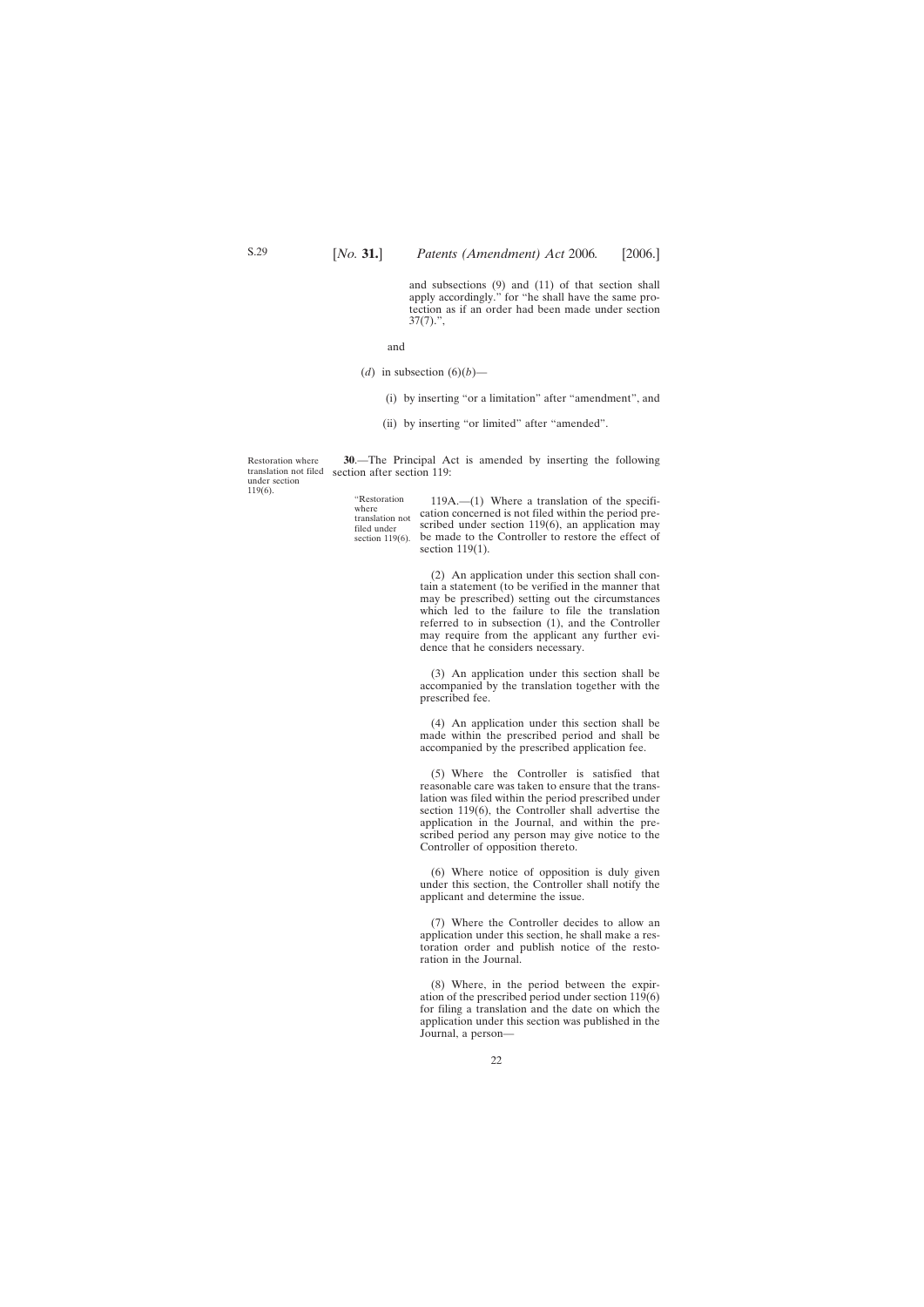and subsections (9) and (11) of that section shall apply accordingly." for "he shall have the same protection as if an order had been made under section 37(7).",

and

(*d*) in subsection (6)(*b*)—

(i) by inserting "or a limitation" after "amendment", and

(ii) by inserting "or limited" after "amended".

Restoration where translation not filed under section 119(6).

**30**.—The Principal Act is amended by inserting the following section after section 119:

"Restoration where translation not filed under section 119(6).

119A.—(1) Where a translation of the specification concerned is not filed within the period prescribed under section 119(6), an application may be made to the Controller to restore the effect of section 119(1).

(2) An application under this section shall contain a statement (to be verified in the manner that may be prescribed) setting out the circumstances which led to the failure to file the translation referred to in subsection (1), and the Controller may require from the applicant any further evidence that he considers necessary.

(3) An application under this section shall be accompanied by the translation together with the prescribed fee.

(4) An application under this section shall be made within the prescribed period and shall be accompanied by the prescribed application fee.

(5) Where the Controller is satisfied that reasonable care was taken to ensure that the translation was filed within the period prescribed under section 119(6), the Controller shall advertise the application in the Journal, and within the prescribed period any person may give notice to the Controller of opposition thereto.

(6) Where notice of opposition is duly given under this section, the Controller shall notify the applicant and determine the issue.

(7) Where the Controller decides to allow an application under this section, he shall make a restoration order and publish notice of the restoration in the Journal.

(8) Where, in the period between the expiration of the prescribed period under section 119(6) for filing a translation and the date on which the application under this section was published in the Journal, a person—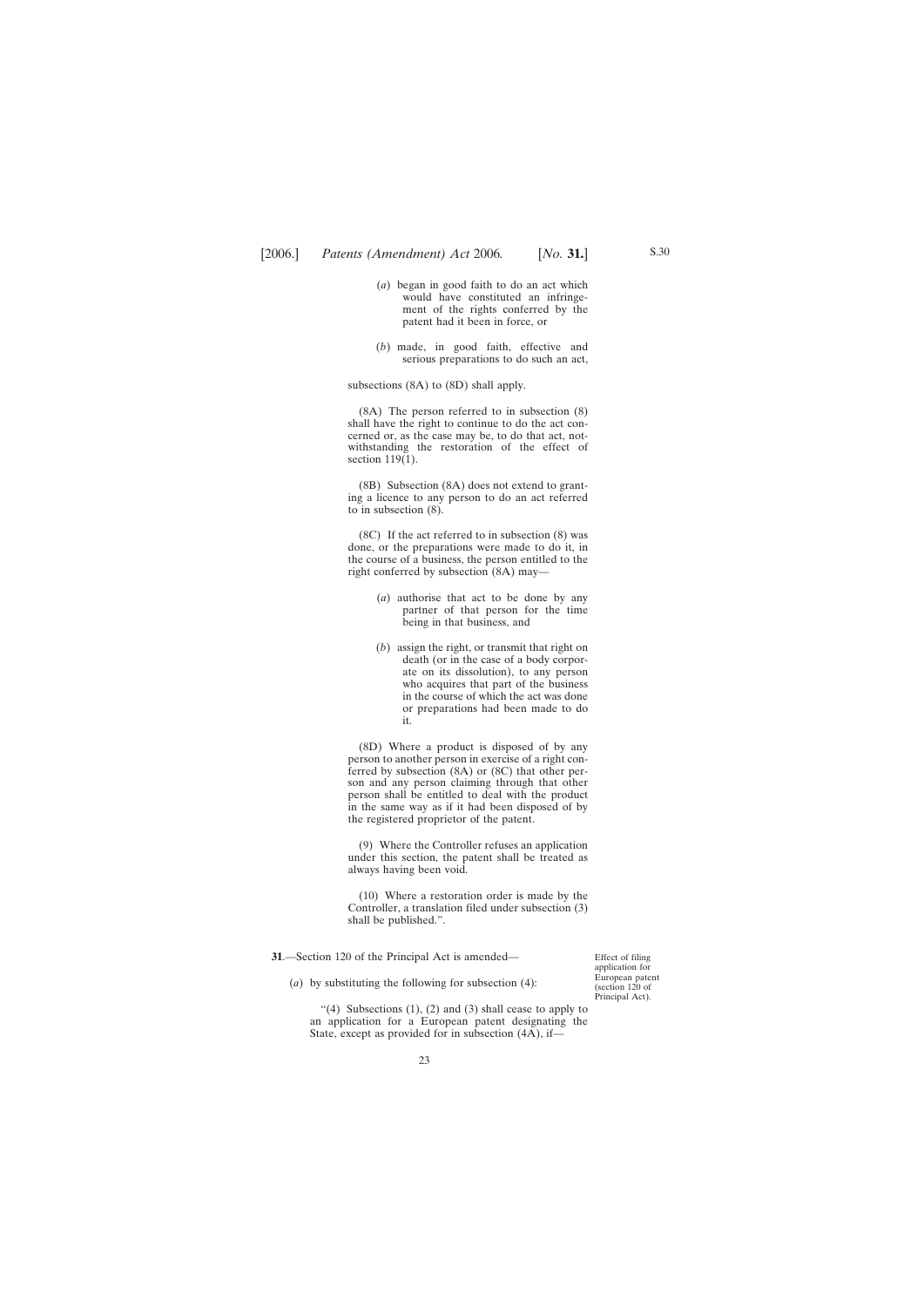(*a*) began in good faith to do an act which would have constituted an infringement of the rights conferred by the patent had it been in force, or

(*b*) made, in good faith, effective and serious preparations to do such an act,

subsections (8A) to (8D) shall apply.

(8A) The person referred to in subsection (8) shall have the right to continue to do the act concerned or, as the case may be, to do that act, notwithstanding the restoration of the effect of section 119(1).

(8B) Subsection (8A) does not extend to granting a licence to any person to do an act referred to in subsection (8).

(8C) If the act referred to in subsection (8) was done, or the preparations were made to do it, in the course of a business, the person entitled to the right conferred by subsection (8A) may—

(*a*) authorise that act to be done by any partner of that person for the time being in that business, and

(*b*) assign the right, or transmit that right on death (or in the case of a body corporate on its dissolution), to any person who acquires that part of the business in the course of which the act was done or preparations had been made to do it.

(8D) Where a product is disposed of by any person to another person in exercise of a right conferred by subsection (8A) or (8C) that other person and any person claiming through that other person shall be entitled to deal with the product in the same way as if it had been disposed of by the registered proprietor of the patent.

(9) Where the Controller refuses an application under this section, the patent shall be treated as always having been void.

(10) Where a restoration order is made by the Controller, a translation filed under subsection (3) shall be published.".

**31**.—Section 120 of the Principal Act is amended—

Effect of filing application for European patent (section 120 of Principal Act).

(*a*) by substituting the following for subsection (4):

"(4) Subsections (1), (2) and (3) shall cease to apply to an application for a European patent designating the State, except as provided for in subsection (4A), if—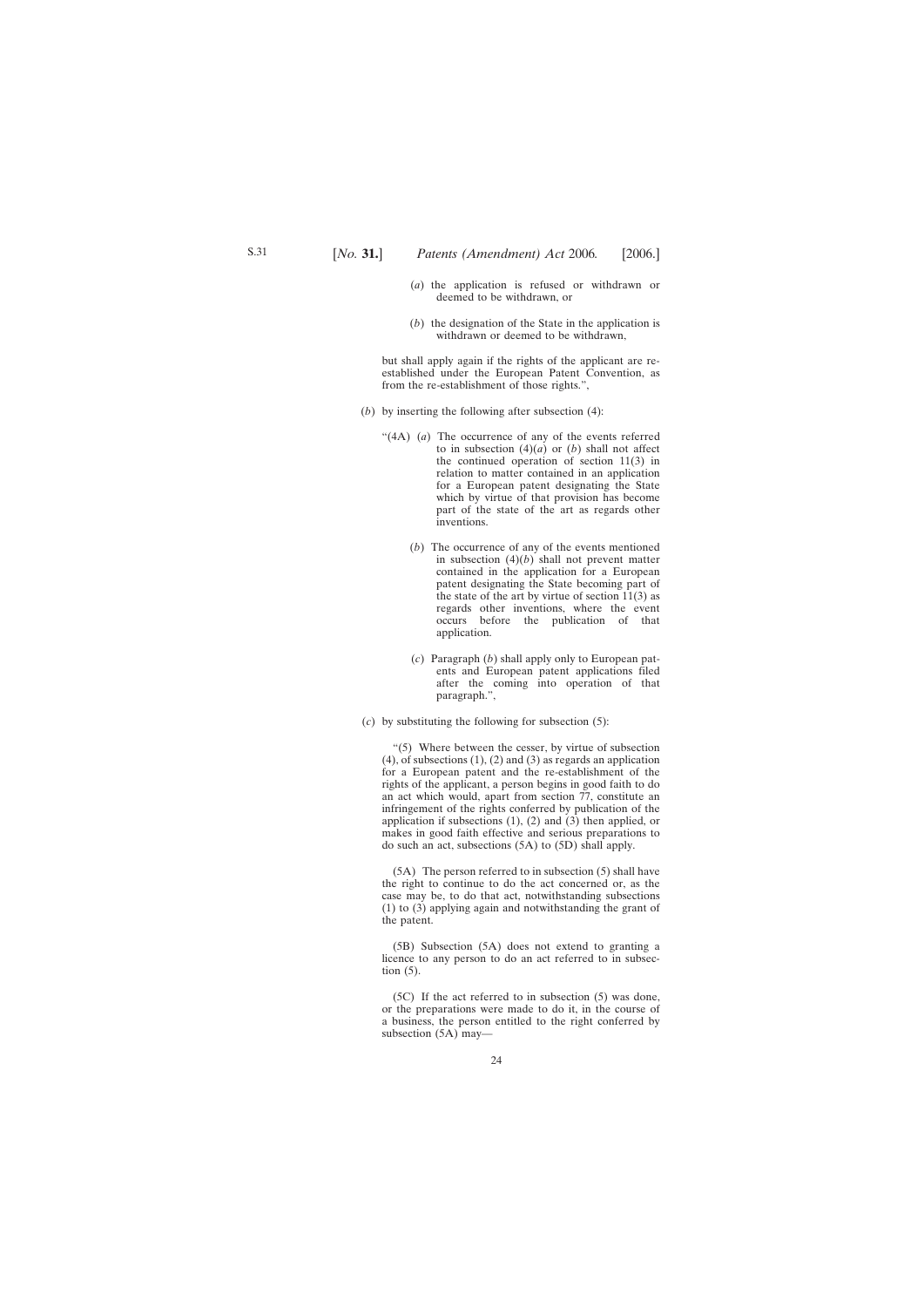(*a*) the application is refused or withdrawn or deemed to be withdrawn, or

(*b*) the designation of the State in the application is withdrawn or deemed to be withdrawn,

but shall apply again if the rights of the applicant are re-established under the European Patent Convention, as from the re-establishment of those rights.”,

(*b*) by inserting the following after subsection (4):

“(4A) (*a*) The occurrence of any of the events referred to in subsection (4)(*a*) or (*b*) shall not affect the continued operation of section 11(3) in relation to matter contained in an application for a European patent designating the State which by virtue of that provision has become part of the state of the art as regards other inventions.

(*b*) The occurrence of any of the events mentioned in subsection (4)(*b*) shall not prevent matter contained in the application for a European patent designating the State becoming part of the state of the art by virtue of section 11(3) as regards other inventions, where the event occurs before the publication of that application.

(*c*) Paragraph (*b*) shall apply only to European patents and European patent applications filed after the coming into operation of that paragraph.”,

(*c*) by substituting the following for subsection (5):

“(5) Where between the cesser, by virtue of subsection (4), of subsections (1), (2) and (3) as regards an application for a European patent and the re-establishment of the rights of the applicant, a person begins in good faith to do an act which would, apart from section 77, constitute an infringement of the rights conferred by publication of the application if subsections (1), (2) and (3) then applied, or makes in good faith effective and serious preparations to do such an act, subsections (5A) to (5D) shall apply.

(5A) The person referred to in subsection (5) shall have the right to continue to do the act concerned or, as the case may be, to do that act, notwithstanding subsections (1) to (3) applying again and notwithstanding the grant of the patent.

(5B) Subsection (5A) does not extend to granting a licence to any person to do an act referred to in subsection (5).

(5C) If the act referred to in subsection (5) was done, or the preparations were made to do it, in the course of a business, the person entitled to the right conferred by subsection (5A) may—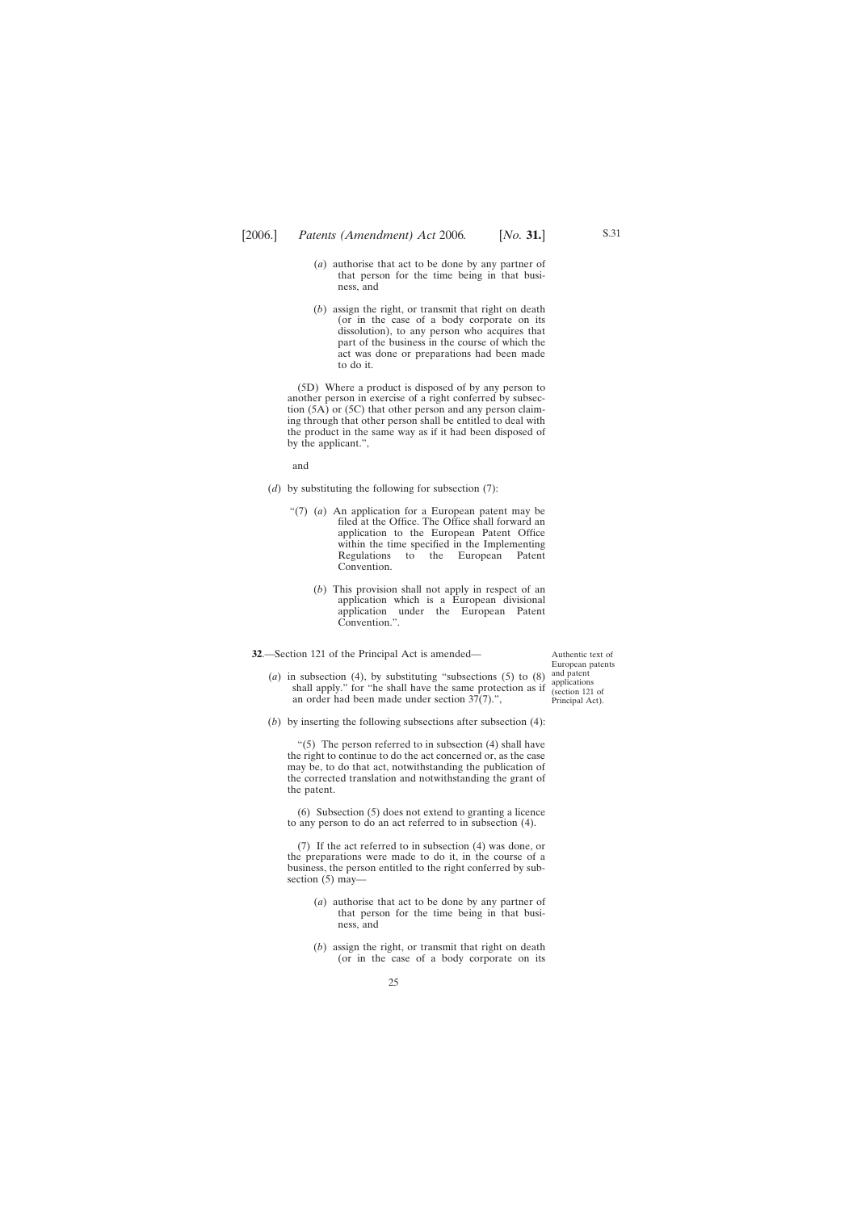(*a*) authorise that act to be done by any partner of that person for the time being in that business, and

(*b*) assign the right, or transmit that right on death (or in the case of a body corporate on its dissolution), to any person who acquires that part of the business in the course of which the act was done or preparations had been made to do it.

(5D) Where a product is disposed of by any person to another person in exercise of a right conferred by subsection (5A) or (5C) that other person and any person claiming through that other person shall be entitled to deal with the product in the same way as if it had been disposed of by the applicant.",

and

(*d*) by substituting the following for subsection (7):

"(7) (*a*) An application for a European patent may be filed at the Office. The Office shall forward an application to the European Patent Office within the time specified in the Implementing Regulations to the European Patent Convention.

(*b*) This provision shall not apply in respect of an application which is a European divisional application under the European Patent Convention.".

**32**.—Section 121 of the Principal Act is amended—

*Authentic text of European patents and patent applications (section 121 of Principal Act).*

(*a*) in subsection (4), by substituting "subsections (5) to (8) shall apply." for "he shall have the same protection as if an order had been made under section 37(7).",

(*b*) by inserting the following subsections after subsection (4):

"(5) The person referred to in subsection (4) shall have the right to continue to do the act concerned or, as the case may be, to do that act, notwithstanding the publication of the corrected translation and notwithstanding the grant of the patent.

(6) Subsection (5) does not extend to granting a licence to any person to do an act referred to in subsection (4).

(7) If the act referred to in subsection (4) was done, or the preparations were made to do it, in the course of a business, the person entitled to the right conferred by subsection (5) may—

(*a*) authorise that act to be done by any partner of that person for the time being in that business, and

(*b*) assign the right, or transmit that right on death (or in the case of a body corporate on its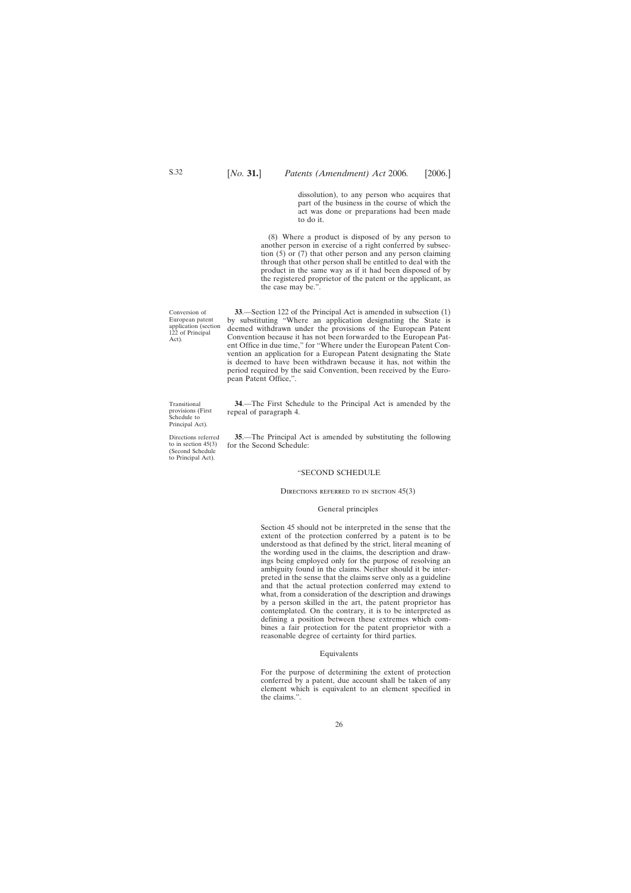dissolution), to any person who acquires that part of the business in the course of which the act was done or preparations had been made to do it.

(8) Where a product is disposed of by any person to another person in exercise of a right conferred by subsection (5) or (7) that other person and any person claiming through that other person shall be entitled to deal with the product in the same way as if it had been disposed of by the registered proprietor of the patent or the applicant, as the case may be.".

Conversion of European patent application (section 122 of Principal Act).

**33**.—Section 122 of the Principal Act is amended in subsection (1) by substituting "Where an application designating the State is deemed withdrawn under the provisions of the European Patent Convention because it has not been forwarded to the European Patent Office in due time," for "Where under the European Patent Convention an application for a European Patent designating the State is deemed to have been withdrawn because it has, not within the period required by the said Convention, been received by the European Patent Office,".

Transitional provisions (First Schedule to Principal Act).

**34**.—The First Schedule to the Principal Act is amended by the repeal of paragraph 4.

Directions referred to in section 45(3) (Second Schedule to Principal Act).

**35**.—The Principal Act is amended by substituting the following for the Second Schedule:

"SECOND SCHEDULE

DIRECTIONS REFERRED TO IN SECTION 45(3)

General principles

Section 45 should not be interpreted in the sense that the extent of the protection conferred by a patent is to be understood as that defined by the strict, literal meaning of the wording used in the claims, the description and drawings being employed only for the purpose of resolving an ambiguity found in the claims. Neither should it be interpreted in the sense that the claims serve only as a guideline and that the actual protection conferred may extend to what, from a consideration of the description and drawings by a person skilled in the art, the patent proprietor has contemplated. On the contrary, it is to be interpreted as defining a position between these extremes which combines a fair protection for the patent proprietor with a reasonable degree of certainty for third parties.

Equivalents

For the purpose of determining the extent of protection conferred by a patent, due account shall be taken of any element which is equivalent to an element specified in the claims.".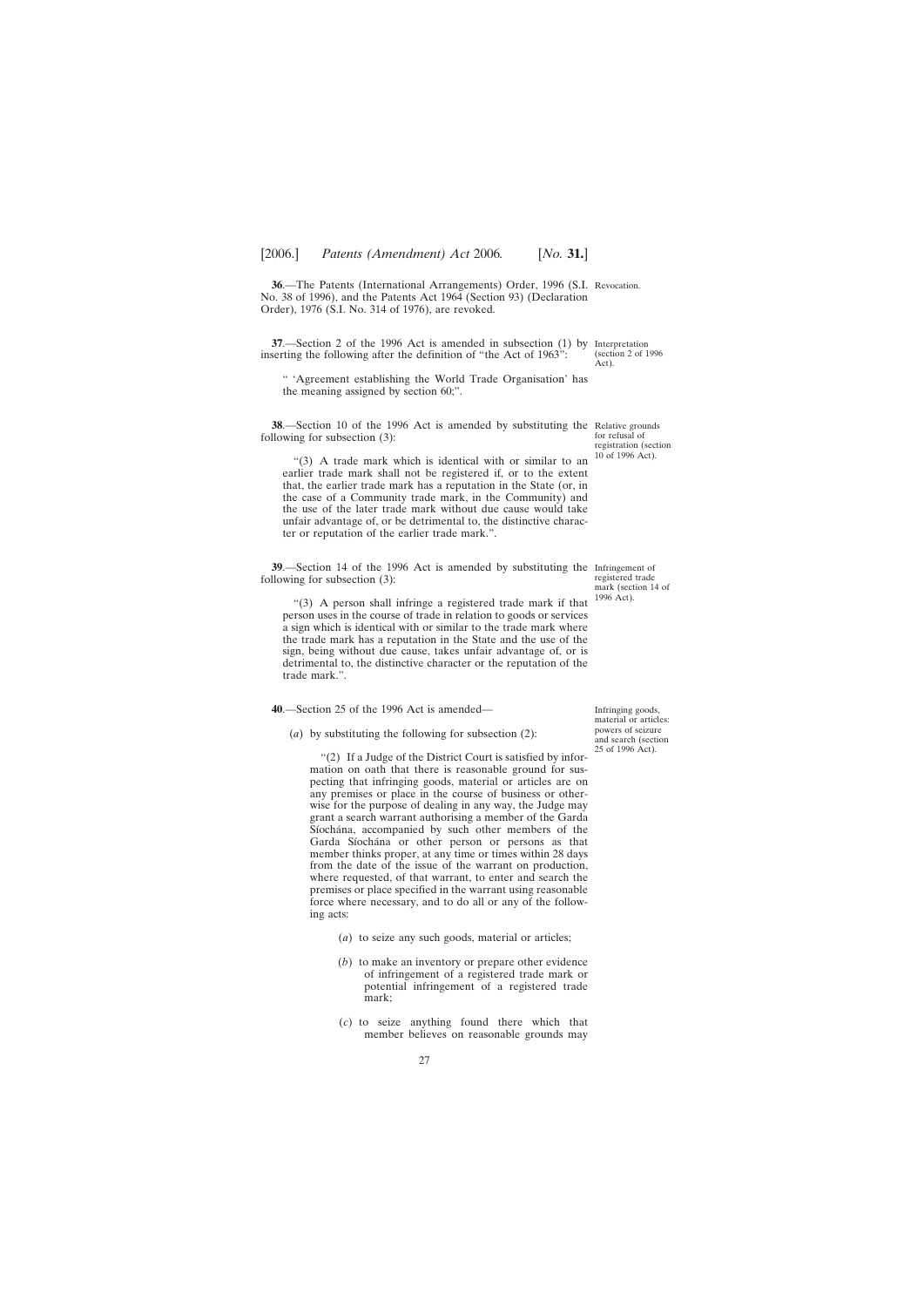**36**.—The Patents (International Arrangements) Order, 1996 (S.I. No. 38 of 1996), and the Patents Act 1964 (Section 93) (Declaration Order), 1976 (S.I. No. 314 of 1976), are revoked.

Revocation.

**37**.—Section 2 of the 1996 Act is amended in subsection (1) by inserting the following after the definition of "the Act of 1963":

Interpretation (section 2 of 1996 Act).

" 'Agreement establishing the World Trade Organisation' has the meaning assigned by section 60;".

**38**.—Section 10 of the 1996 Act is amended by substituting the following for subsection (3):

Relative grounds for refusal of registration (section 10 of 1996 Act).

"(3) A trade mark which is identical with or similar to an earlier trade mark shall not be registered if, or to the extent that, the earlier trade mark has a reputation in the State (or, in the case of a Community trade mark, in the Community) and the use of the later trade mark without due cause would take unfair advantage of, or be detrimental to, the distinctive character or reputation of the earlier trade mark.".

**39**.—Section 14 of the 1996 Act is amended by substituting the following for subsection (3):

Infringement of registered trade mark (section 14 of 1996 Act).

"(3) A person shall infringe a registered trade mark if that person uses in the course of trade in relation to goods or services a sign which is identical with or similar to the trade mark where the trade mark has a reputation in the State and the use of the sign, being without due cause, takes unfair advantage of, or is detrimental to, the distinctive character or the reputation of the trade mark.".

**40**.—Section 25 of the 1996 Act is amended—

Infringing goods, material or articles: powers of seizure and search (section 25 of 1996 Act).

(*a*) by substituting the following for subsection (2):

"(2) If a Judge of the District Court is satisfied by information on oath that there is reasonable ground for suspecting that infringing goods, material or articles are on any premises or place in the course of business or otherwise for the purpose of dealing in any way, the Judge may grant a search warrant authorising a member of the Garda Síochána, accompanied by such other members of the Garda Síochána or other person or persons as that member thinks proper, at any time or times within 28 days from the date of the issue of the warrant on production, where requested, of that warrant, to enter and search the premises or place specified in the warrant using reasonable force where necessary, and to do all or any of the following acts:

(*a*) to seize any such goods, material or articles;

(*b*) to make an inventory or prepare other evidence of infringement of a registered trade mark or potential infringement of a registered trade mark;

(*c*) to seize anything found there which that member believes on reasonable grounds may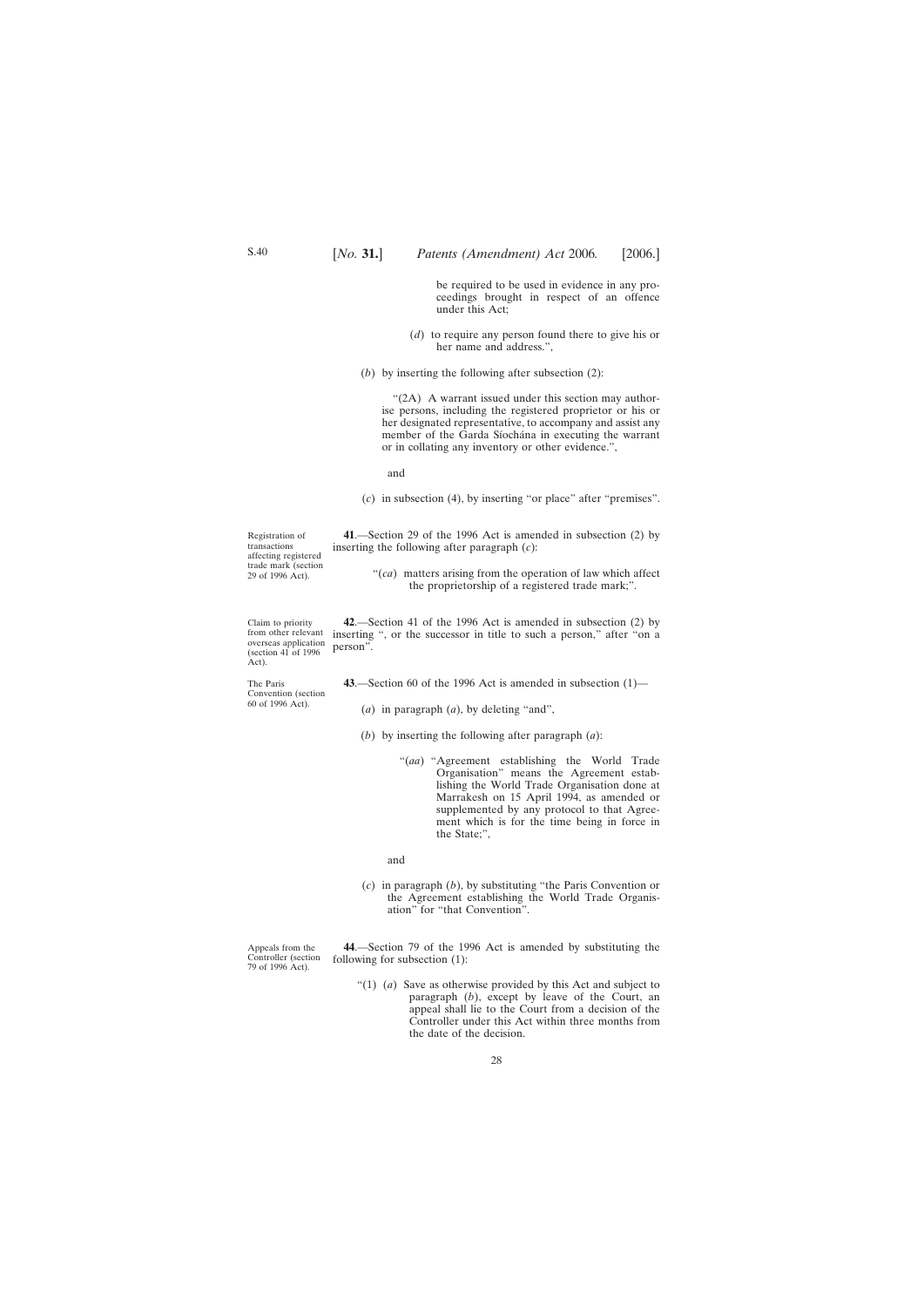be required to be used in evidence in any proceedings brought in respect of an offence under this Act;

(*d*) to require any person found there to give his or her name and address.",

(*b*) by inserting the following after subsection (2):

"(2A) A warrant issued under this section may authorise persons, including the registered proprietor or his or her designated representative, to accompany and assist any member of the Garda Síochána in executing the warrant or in collating any inventory or other evidence.",

and

(*c*) in subsection (4), by inserting "or place" after "premises".

Registration of transactions affecting registered trade mark (section 29 of 1996 Act).

**41**.—Section 29 of the 1996 Act is amended in subsection (2) by inserting the following after paragraph (*c*):

"(*ca*) matters arising from the operation of law which affect the proprietorship of a registered trade mark;".

Claim to priority from other relevant overseas application (section 41 of 1996 Act).

**42**.—Section 41 of the 1996 Act is amended in subsection (2) by inserting ", or the successor in title to such a person," after "on a person".

The Paris Convention (section 60 of 1996 Act).

**43**.—Section 60 of the 1996 Act is amended in subsection (1)—

(*a*) in paragraph (*a*), by deleting "and",

(*b*) by inserting the following after paragraph (*a*):

"(*aa*) "Agreement establishing the World Trade Organisation" means the Agreement establishing the World Trade Organisation done at Marrakesh on 15 April 1994, as amended or supplemented by any protocol to that Agreement which is for the time being in force in the State;",

and

(*c*) in paragraph (*b*), by substituting "the Paris Convention or the Agreement establishing the World Trade Organisation" for "that Convention".

Appeals from the Controller (section 79 of 1996 Act).

**44**.—Section 79 of the 1996 Act is amended by substituting the following for subsection (1):

"(1) (*a*) Save as otherwise provided by this Act and subject to paragraph (*b*), except by leave of the Court, an appeal shall lie to the Court from a decision of the Controller under this Act within three months from the date of the decision.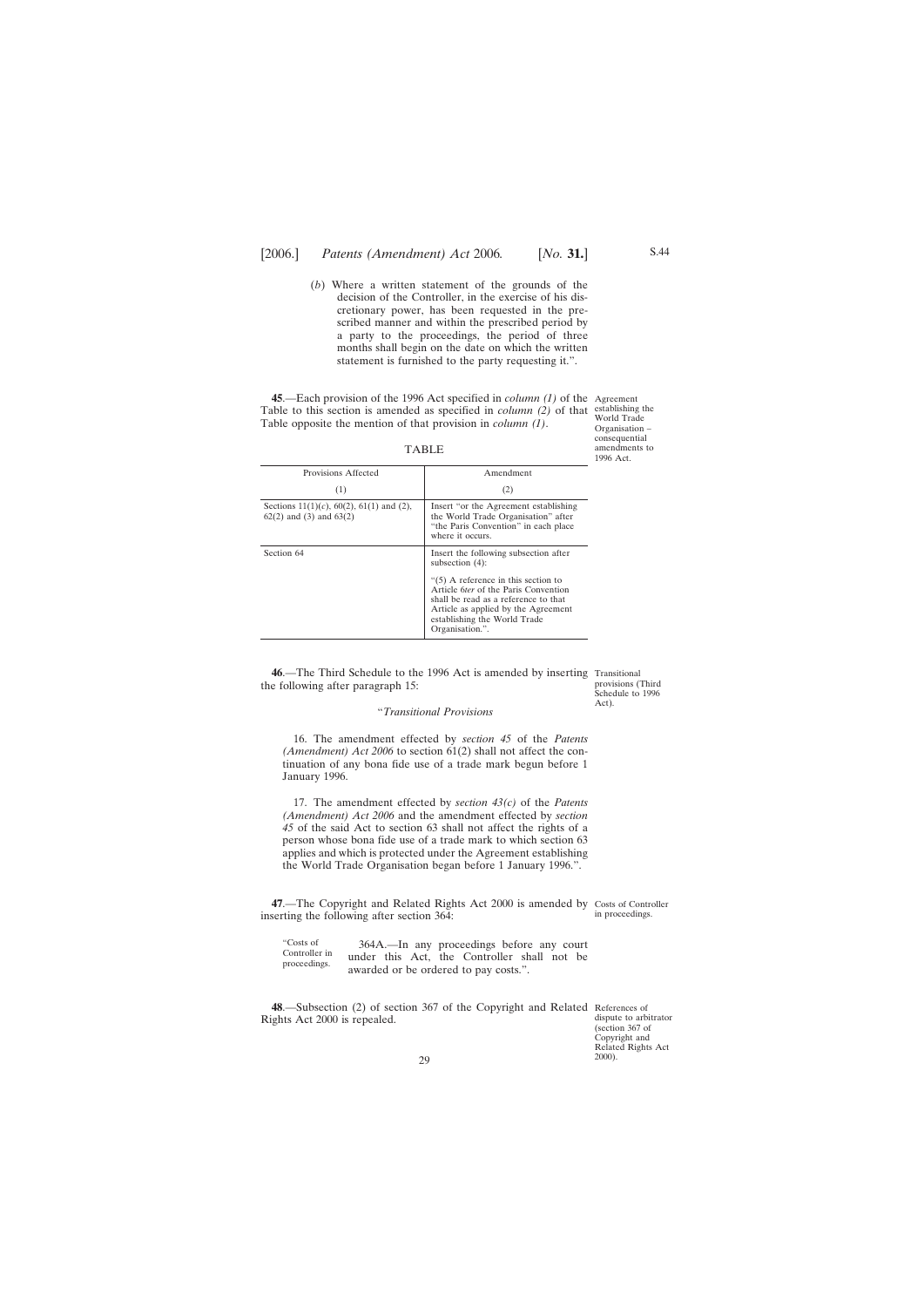(*b*) Where a written statement of the grounds of the decision of the Controller, in the exercise of his discretionary power, has been requested in the prescribed manner and within the prescribed period by a party to the proceedings, the period of three months shall begin on the date on which the written statement is furnished to the party requesting it.".

**45**.—Each provision of the 1996 Act specified in *column (1)* of the Table to this section is amended as specified in *column (2)* of that Table opposite the mention of that provision in *column (1)*.

Agreement establishing the World Trade Organisation – consequential amendments to 1996 Act.

TABLE

| Provisions Affected<br>(1) | Amendment<br>(2) |
|---|---|
| Sections 11(1)(*c*), 60(2), 61(1) and (2), 62(2) and (3) and 63(2) | Insert "or the Agreement establishing the World Trade Organisation" after "the Paris Convention" in each place where it occurs. |
| Section 64 | Insert the following subsection after subsection (4):<br><br>"(5) A reference in this section to Article 6*ter* of the Paris Convention shall be read as a reference to that Article as applied by the Agreement establishing the World Trade Organisation.". |

**46**.—The Third Schedule to the 1996 Act is amended by inserting the following after paragraph 15:

Transitional provisions (Third Schedule to 1996 Act).

"*Transitional Provisions*

16. The amendment effected by *section 45* of the *Patents (Amendment) Act 2006* to section 61(2) shall not affect the continuation of any bona fide use of a trade mark begun before 1 January 1996.

17. The amendment effected by *section 43(c)* of the *Patents (Amendment) Act 2006* and the amendment effected by *section 45* of the said Act to section 63 shall not affect the rights of a person whose bona fide use of a trade mark to which section 63 applies and which is protected under the Agreement establishing the World Trade Organisation began before 1 January 1996.".

**47**.—The Copyright and Related Rights Act 2000 is amended by inserting the following after section 364:

Costs of Controller in proceedings.

"Costs of Controller in proceedings.

364A.—In any proceedings before any court under this Act, the Controller shall not be awarded or be ordered to pay costs.".

**48**.—Subsection (2) of section 367 of the Copyright and Related Rights Act 2000 is repealed.

References of dispute to arbitrator (section 367 of Copyright and Related Rights Act 2000).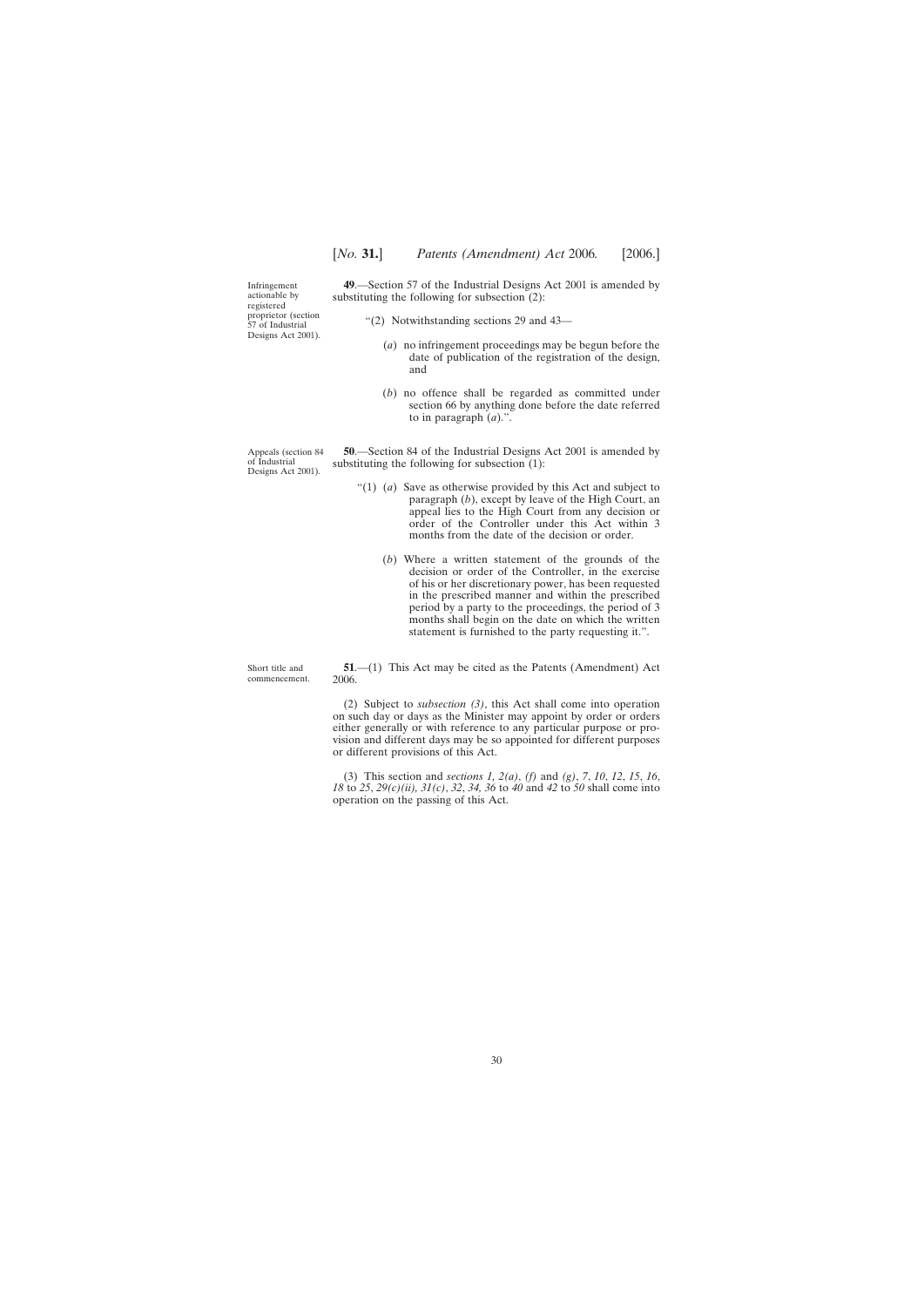Infringement actionable by registered proprietor (section 57 of Industrial Designs Act 2001).

**49**.—Section 57 of the Industrial Designs Act 2001 is amended by substituting the following for subsection (2):

> "(2) Notwithstanding sections 29 and 43—
>
> (*a*) no infringement proceedings may be begun before the date of publication of the registration of the design, and
>
> (*b*) no offence shall be regarded as committed under section 66 by anything done before the date referred to in paragraph (*a*).".

Appeals (section 84 of Industrial Designs Act 2001).

**50**.—Section 84 of the Industrial Designs Act 2001 is amended by substituting the following for subsection (1):

> "(1) (*a*) Save as otherwise provided by this Act and subject to paragraph (*b*), except by leave of the High Court, an appeal lies to the High Court from any decision or order of the Controller under this Act within 3 months from the date of the decision or order.
>
> (*b*) Where a written statement of the grounds of the decision or order of the Controller, in the exercise of his or her discretionary power, has been requested in the prescribed manner and within the prescribed period by a party to the proceedings, the period of 3 months shall begin on the date on which the written statement is furnished to the party requesting it.".

Short title and commencement.

**51**.—(1) This Act may be cited as the Patents (Amendment) Act 2006.

(2) Subject to *subsection (3)*, this Act shall come into operation on such day or days as the Minister may appoint by order or orders either generally or with reference to any particular purpose or provision and different days may be so appointed for different purposes or different provisions of this Act.

(3) This section and *sections 1, 2(a)*, *(f)* and *(g)*, *7*, *10*, *12*, *15*, *16*, *18* to *25*, *29(c)(ii)*, *31(c)*, *32*, *34*, *36* to *40* and *42* to *50* shall come into operation on the passing of this Act.